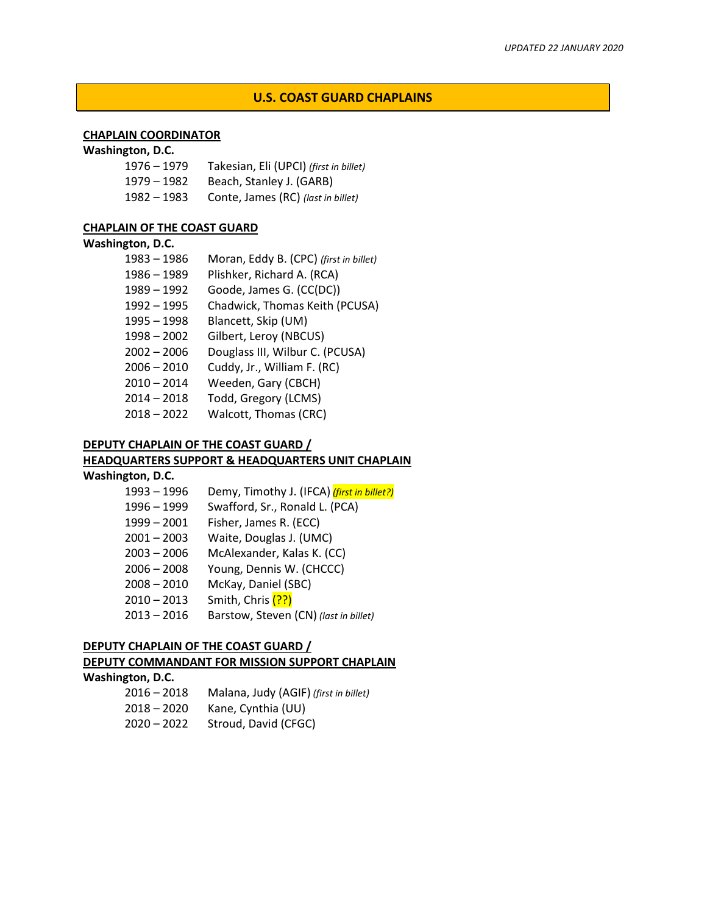*UPDATED 22 JANUARY 2020*

# U.S. COAST GUARD CHAPLAINS

## CHAPLAIN COORDINATOR

**Washington, D.C.**

- 1976 – 1979 Takesian, Eli (UPCI) *(first in billet)*
- 1979 – 1982 Beach, Stanley J. (GARB)
- 1982 – 1983 Conte, James (RC) *(last in billet)*

## CHAPLAIN OF THE COAST GUARD

**Washington, D.C.**

- 1983 – 1986 Moran, Eddy B. (CPC) *(first in billet)*
- 1986 – 1989 Plishker, Richard A. (RCA)
- 1989 – 1992 Goode, James G. (CC(DC))
- 1992 – 1995 Chadwick, Thomas Keith (PCUSA)
- 1995 – 1998 Blancett, Skip (UM)
- 1998 – 2002 Gilbert, Leroy (NBCUS)
- 2002 – 2006 Douglass III, Wilbur C. (PCUSA)
- 2006 – 2010 Cuddy, Jr., William F. (RC)
- 2010 – 2014 Weeden, Gary (CBCH)
- 2014 – 2018 Todd, Gregory (LCMS)
- 2018 – 2022 Walcott, Thomas (CRC)

## DEPUTY CHAPLAIN OF THE COAST GUARD / HEADQUARTERS SUPPORT & HEADQUARTERS UNIT CHAPLAIN

**Washington, D.C.**

- 1993 – 1996 Demy, Timothy J. (IFCA) *(first in billet?)*
- 1996 – 1999 Swafford, Sr., Ronald L. (PCA)
- 1999 – 2001 Fisher, James R. (ECC)
- 2001 – 2003 Waite, Douglas J. (UMC)
- 2003 – 2006 McAlexander, Kalas K. (CC)
- 2006 – 2008 Young, Dennis W. (CHCCC)
- 2008 – 2010 McKay, Daniel (SBC)
- 2010 – 2013 Smith, Chris (??)
- 2013 – 2016 Barstow, Steven (CN) *(last in billet)*

## DEPUTY CHAPLAIN OF THE COAST GUARD / DEPUTY COMMANDANT FOR MISSION SUPPORT CHAPLAIN

**Washington, D.C.**

- 2016 – 2018 Malana, Judy (AGIF) *(first in billet)*
- 2018 – 2020 Kane, Cynthia (UU)
- 2020 – 2022 Stroud, David (CFGC)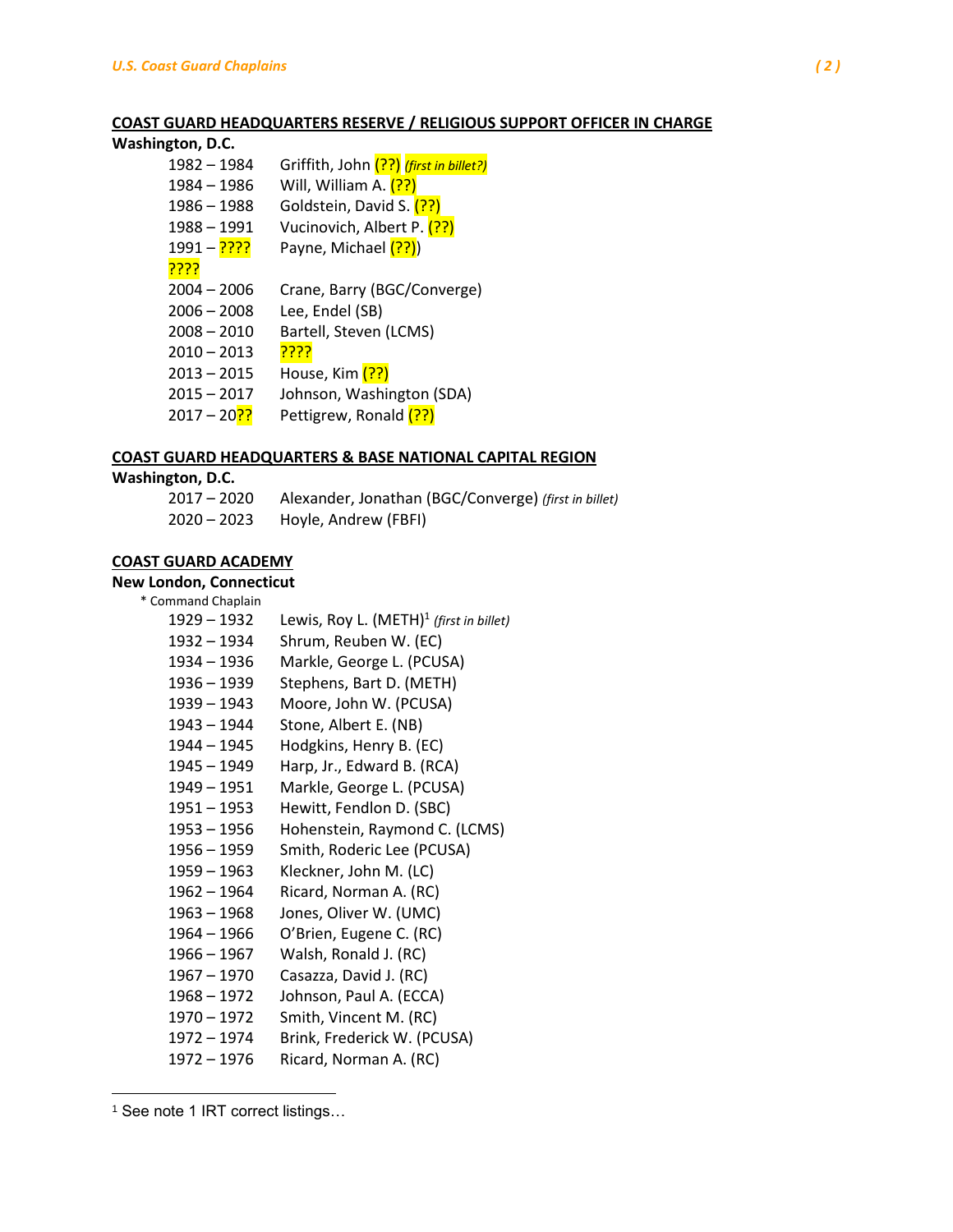## COAST GUARD HEADQUARTERS RESERVE / RELIGIOUS SUPPORT OFFICER IN CHARGE

**Washington, D.C.**

- 1982 – 1984 Griffith, John (??) *(first in billet?)*
- 1984 – 1986 Will, William A. (??)
- 1986 – 1988 Goldstein, David S. (??)
- 1988 – 1991 Vucinovich, Albert P. (??)
- 1991 – ???? Payne, Michael (??))
- ????
- 2004 – 2006 Crane, Barry (BGC/Converge)
- 2006 – 2008 Lee, Endel (SB)
- 2008 – 2010 Bartell, Steven (LCMS)
- 2010 – 2013 ????
- 2013 – 2015 House, Kim (??)
- 2015 – 2017 Johnson, Washington (SDA)
- 2017 – 20?? Pettigrew, Ronald (??)

## COAST GUARD HEADQUARTERS & BASE NATIONAL CAPITAL REGION

**Washington, D.C.**

- 2017 – 2020 Alexander, Jonathan (BGC/Converge) *(first in billet)*
- 2020 – 2023 Hoyle, Andrew (FBFI)

## COAST GUARD ACADEMY

**New London, Connecticut**

\* Command Chaplain

- 1929 – 1932 Lewis, Roy L. (METH)[1] *(first in billet)*
- 1932 – 1934 Shrum, Reuben W. (EC)
- 1934 – 1936 Markle, George L. (PCUSA)
- 1936 – 1939 Stephens, Bart D. (METH)
- 1939 – 1943 Moore, John W. (PCUSA)
- 1943 – 1944 Stone, Albert E. (NB)
- 1944 – 1945 Hodgkins, Henry B. (EC)
- 1945 – 1949 Harp, Jr., Edward B. (RCA)
- 1949 – 1951 Markle, George L. (PCUSA)
- 1951 – 1953 Hewitt, Fendlon D. (SBC)
- 1953 – 1956 Hohenstein, Raymond C. (LCMS)
- 1956 – 1959 Smith, Roderic Lee (PCUSA)
- 1959 – 1963 Kleckner, John M. (LC)
- 1962 – 1964 Ricard, Norman A. (RC)
- 1963 – 1968 Jones, Oliver W. (UMC)
- 1964 – 1966 O'Brien, Eugene C. (RC)
- 1966 – 1967 Walsh, Ronald J. (RC)
- 1967 – 1970 Casazza, David J. (RC)
- 1968 – 1972 Johnson, Paul A. (ECCA)
- 1970 – 1972 Smith, Vincent M. (RC)
- 1972 – 1974 Brink, Frederick W. (PCUSA)
- 1972 – 1976 Ricard, Norman A. (RC)

---

[1] See note 1 IRT correct listings…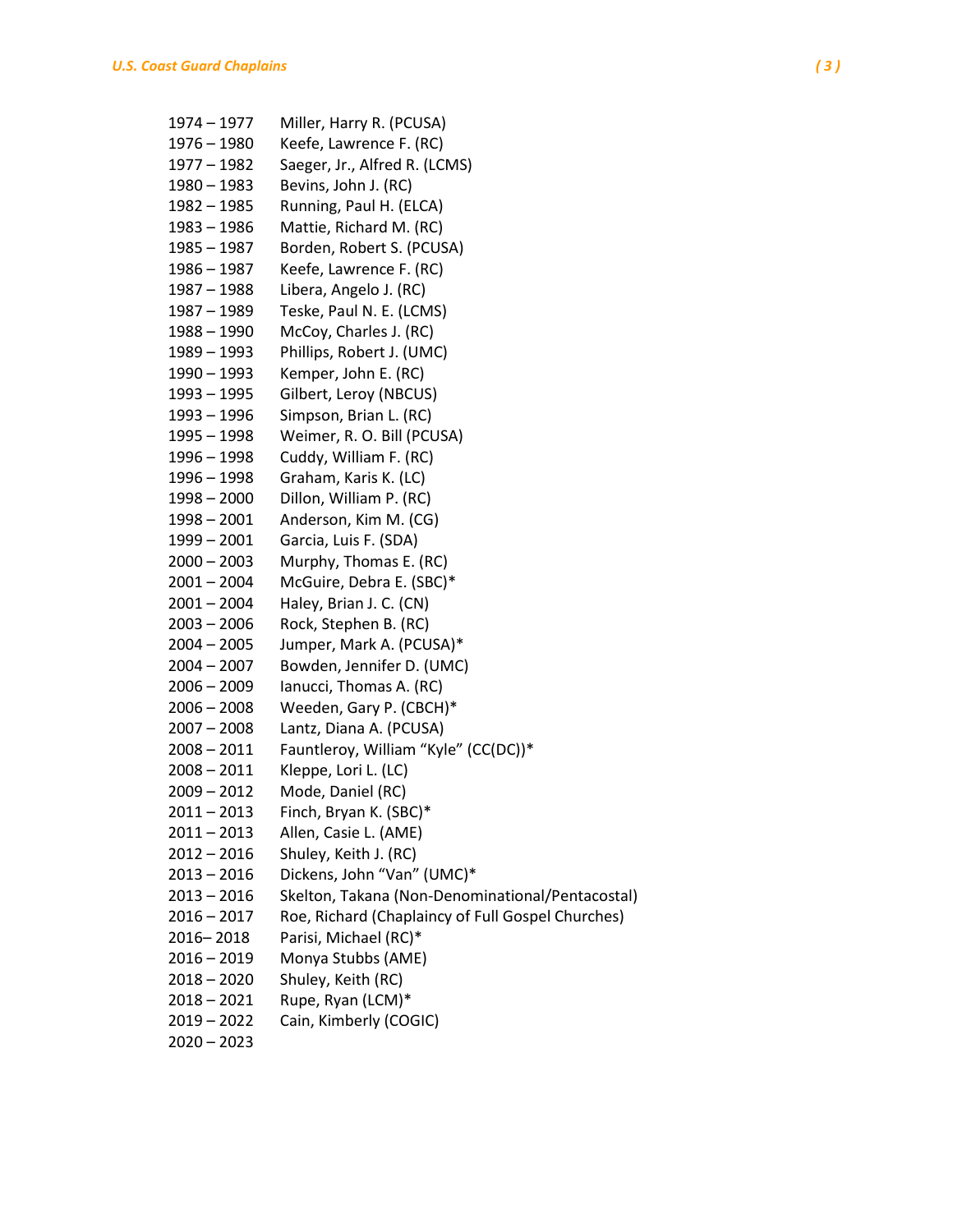1974 – 1977 Miller, Harry R. (PCUSA)
1976 – 1980 Keefe, Lawrence F. (RC)
1977 – 1982 Saeger, Jr., Alfred R. (LCMS)
1980 – 1983 Bevins, John J. (RC)
1982 – 1985 Running, Paul H. (ELCA)
1983 – 1986 Mattie, Richard M. (RC)
1985 – 1987 Borden, Robert S. (PCUSA)
1986 – 1987 Keefe, Lawrence F. (RC)
1987 – 1988 Libera, Angelo J. (RC)
1987 – 1989 Teske, Paul N. E. (LCMS)
1988 – 1990 McCoy, Charles J. (RC)
1989 – 1993 Phillips, Robert J. (UMC)
1990 – 1993 Kemper, John E. (RC)
1993 – 1995 Gilbert, Leroy (NBCUS)
1993 – 1996 Simpson, Brian L. (RC)
1995 – 1998 Weimer, R. O. Bill (PCUSA)
1996 – 1998 Cuddy, William F. (RC)
1996 – 1998 Graham, Karis K. (LC)
1998 – 2000 Dillon, William P. (RC)
1998 – 2001 Anderson, Kim M. (CG)
1999 – 2001 Garcia, Luis F. (SDA)
2000 – 2003 Murphy, Thomas E. (RC)
2001 – 2004 McGuire, Debra E. (SBC)*
2001 – 2004 Haley, Brian J. C. (CN)
2003 – 2006 Rock, Stephen B. (RC)
2004 – 2005 Jumper, Mark A. (PCUSA)*
2004 – 2007 Bowden, Jennifer D. (UMC)
2006 – 2009 Ianucci, Thomas A. (RC)
2006 – 2008 Weeden, Gary P. (CBCH)*
2007 – 2008 Lantz, Diana A. (PCUSA)
2008 – 2011 Fauntleroy, William "Kyle" (CC(DC))*
2008 – 2011 Kleppe, Lori L. (LC)
2009 – 2012 Mode, Daniel (RC)
2011 – 2013 Finch, Bryan K. (SBC)*
2011 – 2013 Allen, Casie L. (AME)
2012 – 2016 Shuley, Keith J. (RC)
2013 – 2016 Dickens, John "Van" (UMC)*
2013 – 2016 Skelton, Takana (Non-Denominational/Pentacostal)
2016 – 2017 Roe, Richard (Chaplaincy of Full Gospel Churches)
2016– 2018 Parisi, Michael (RC)*
2016 – 2019 Monya Stubbs (AME)
2018 – 2020 Shuley, Keith (RC)
2018 – 2021 Rupe, Ryan (LCM)*
2019 – 2022 Cain, Kimberly (COGIC)
2020 – 2023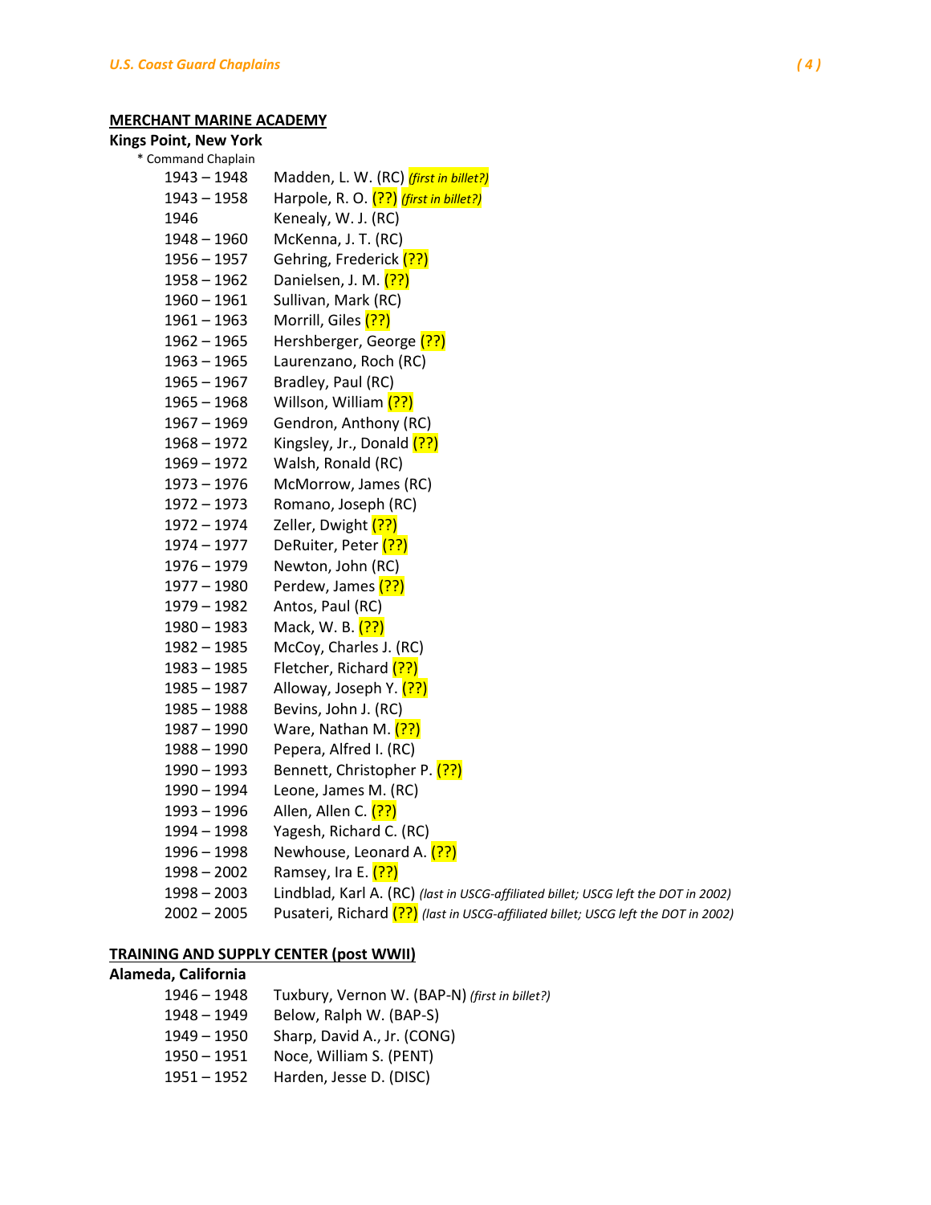## MERCHANT MARINE ACADEMY

### Kings Point, New York

\* Command Chaplain

| | |
|---|---|
| 1943 – 1948 | Madden, L. W. (RC) *(first in billet?)* |
| 1943 – 1958 | Harpole, R. O. (??) *(first in billet?)* |
| 1946 | Kenealy, W. J. (RC) |
| 1948 – 1960 | McKenna, J. T. (RC) |
| 1956 – 1957 | Gehring, Frederick (??) |
| 1958 – 1962 | Danielsen, J. M. (??) |
| 1960 – 1961 | Sullivan, Mark (RC) |
| 1961 – 1963 | Morrill, Giles (??) |
| 1962 – 1965 | Hershberger, George (??) |
| 1963 – 1965 | Laurenzano, Roch (RC) |
| 1965 – 1967 | Bradley, Paul (RC) |
| 1965 – 1968 | Willson, William (??) |
| 1967 – 1969 | Gendron, Anthony (RC) |
| 1968 – 1972 | Kingsley, Jr., Donald (??) |
| 1969 – 1972 | Walsh, Ronald (RC) |
| 1973 – 1976 | McMorrow, James (RC) |
| 1972 – 1973 | Romano, Joseph (RC) |
| 1972 – 1974 | Zeller, Dwight (??) |
| 1974 – 1977 | DeRuiter, Peter (??) |
| 1976 – 1979 | Newton, John (RC) |
| 1977 – 1980 | Perdew, James (??) |
| 1979 – 1982 | Antos, Paul (RC) |
| 1980 – 1983 | Mack, W. B. (??) |
| 1982 – 1985 | McCoy, Charles J. (RC) |
| 1983 – 1985 | Fletcher, Richard (??) |
| 1985 – 1987 | Alloway, Joseph Y. (??) |
| 1985 – 1988 | Bevins, John J. (RC) |
| 1987 – 1990 | Ware, Nathan M. (??) |
| 1988 – 1990 | Pepera, Alfred I. (RC) |
| 1990 – 1993 | Bennett, Christopher P. (??) |
| 1990 – 1994 | Leone, James M. (RC) |
| 1993 – 1996 | Allen, Allen C. (??) |
| 1994 – 1998 | Yagesh, Richard C. (RC) |
| 1996 – 1998 | Newhouse, Leonard A. (??) |
| 1998 – 2002 | Ramsey, Ira E. (??) |
| 1998 – 2003 | Lindblad, Karl A. (RC) *(last in USCG-affiliated billet; USCG left the DOT in 2002)* |
| 2002 – 2005 | Pusateri, Richard (??) *(last in USCG-affiliated billet; USCG left the DOT in 2002)* |

## TRAINING AND SUPPLY CENTER (post WWII)

### Alameda, California

| | |
|---|---|
| 1946 – 1948 | Tuxbury, Vernon W. (BAP-N) *(first in billet?)* |
| 1948 – 1949 | Below, Ralph W. (BAP-S) |
| 1949 – 1950 | Sharp, David A., Jr. (CONG) |
| 1950 – 1951 | Noce, William S. (PENT) |
| 1951 – 1952 | Harden, Jesse D. (DISC) |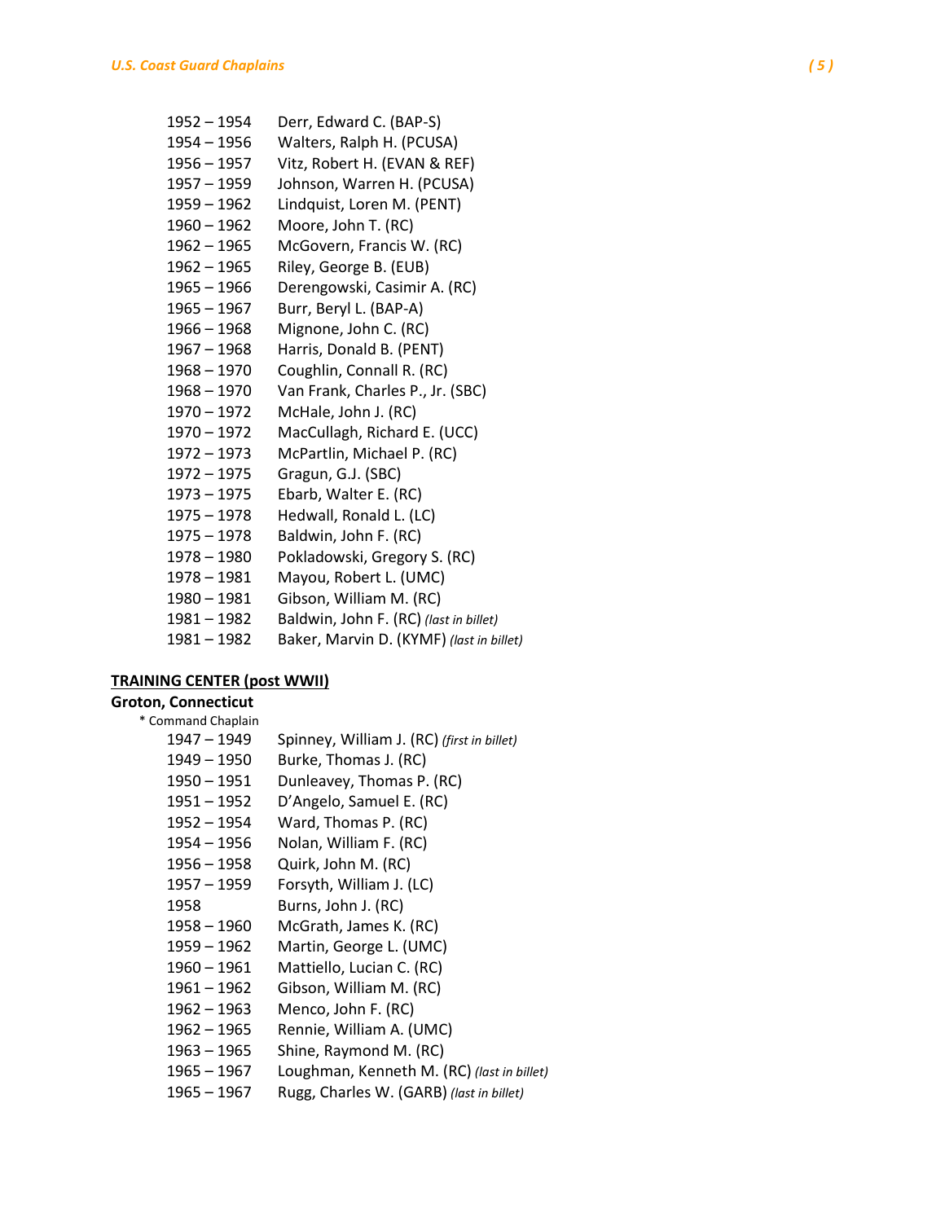1952 – 1954 Derr, Edward C. (BAP-S)
1954 – 1956 Walters, Ralph H. (PCUSA)
1956 – 1957 Vitz, Robert H. (EVAN & REF)
1957 – 1959 Johnson, Warren H. (PCUSA)
1959 – 1962 Lindquist, Loren M. (PENT)
1960 – 1962 Moore, John T. (RC)
1962 – 1965 McGovern, Francis W. (RC)
1962 – 1965 Riley, George B. (EUB)
1965 – 1966 Derengowski, Casimir A. (RC)
1965 – 1967 Burr, Beryl L. (BAP-A)
1966 – 1968 Mignone, John C. (RC)
1967 – 1968 Harris, Donald B. (PENT)
1968 – 1970 Coughlin, Connall R. (RC)
1968 – 1970 Van Frank, Charles P., Jr. (SBC)
1970 – 1972 McHale, John J. (RC)
1970 – 1972 MacCullagh, Richard E. (UCC)
1972 – 1973 McPartlin, Michael P. (RC)
1972 – 1975 Gragun, G.J. (SBC)
1973 – 1975 Ebarb, Walter E. (RC)
1975 – 1978 Hedwall, Ronald L. (LC)
1975 – 1978 Baldwin, John F. (RC)
1978 – 1980 Pokladowski, Gregory S. (RC)
1978 – 1981 Mayou, Robert L. (UMC)
1980 – 1981 Gibson, William M. (RC)
1981 – 1982 Baldwin, John F. (RC) *(last in billet)*
1981 – 1982 Baker, Marvin D. (KYMF) *(last in billet)*

**TRAINING CENTER (post WWII)**

**Groton, Connecticut**

\* Command Chaplain

1947 – 1949 Spinney, William J. (RC) *(first in billet)*
1949 – 1950 Burke, Thomas J. (RC)
1950 – 1951 Dunleavey, Thomas P. (RC)
1951 – 1952 D'Angelo, Samuel E. (RC)
1952 – 1954 Ward, Thomas P. (RC)
1954 – 1956 Nolan, William F. (RC)
1956 – 1958 Quirk, John M. (RC)
1957 – 1959 Forsyth, William J. (LC)
1958 Burns, John J. (RC)
1958 – 1960 McGrath, James K. (RC)
1959 – 1962 Martin, George L. (UMC)
1960 – 1961 Mattiello, Lucian C. (RC)
1961 – 1962 Gibson, William M. (RC)
1962 – 1963 Menco, John F. (RC)
1962 – 1965 Rennie, William A. (UMC)
1963 – 1965 Shine, Raymond M. (RC)
1965 – 1967 Loughman, Kenneth M. (RC) *(last in billet)*
1965 – 1967 Rugg, Charles W. (GARB) *(last in billet)*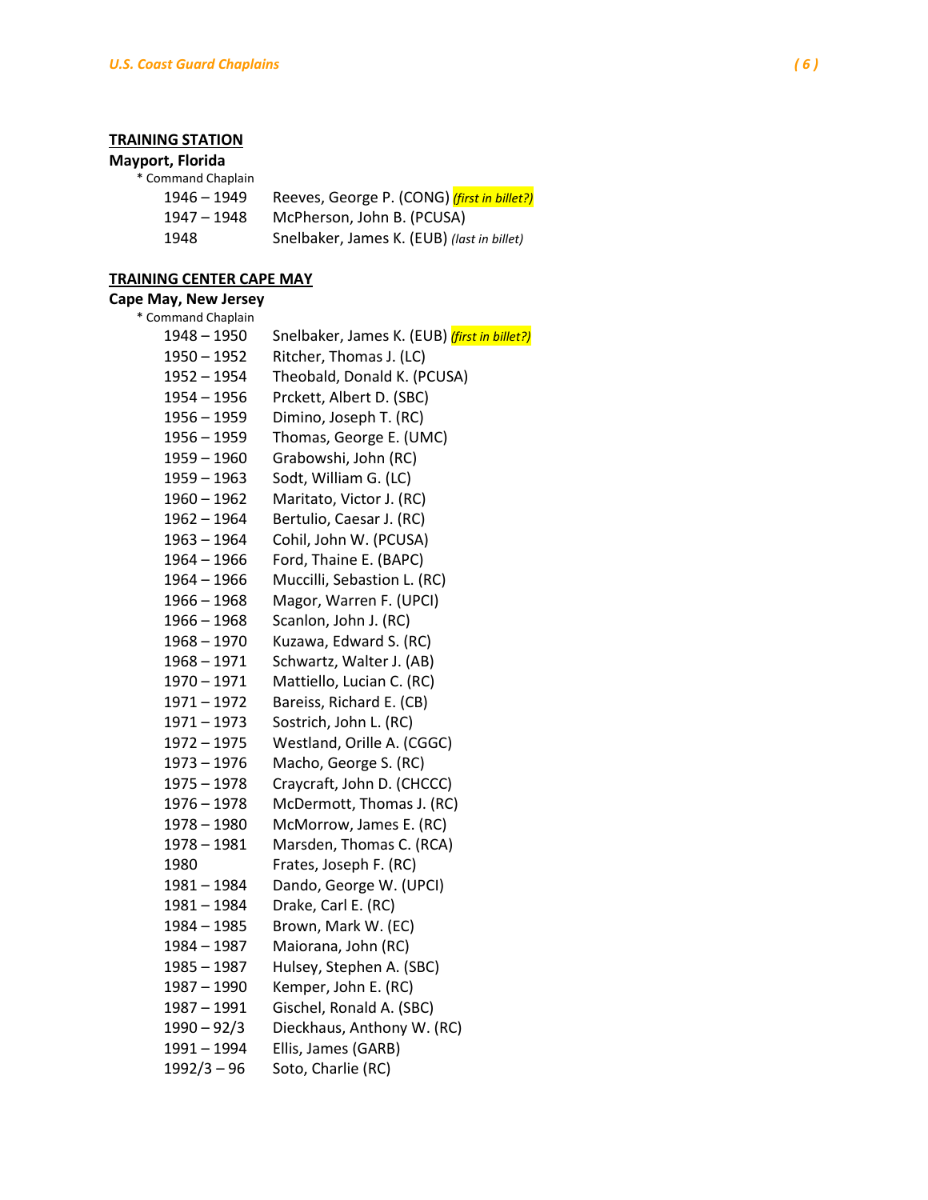**TRAINING STATION**

**Mayport, Florida**

\* Command Chaplain

| | |
|---|---|
| 1946 – 1949 | Reeves, George P. (CONG) *(first in billet?)* |
| 1947 – 1948 | McPherson, John B. (PCUSA) |
| 1948 | Snelbaker, James K. (EUB) *(last in billet)* |

**TRAINING CENTER CAPE MAY**

**Cape May, New Jersey**

\* Command Chaplain

| | |
|---|---|
| 1948 – 1950 | Snelbaker, James K. (EUB) *(first in billet?)* |
| 1950 – 1952 | Ritcher, Thomas J. (LC) |
| 1952 – 1954 | Theobald, Donald K. (PCUSA) |
| 1954 – 1956 | Prckett, Albert D. (SBC) |
| 1956 – 1959 | Dimino, Joseph T. (RC) |
| 1956 – 1959 | Thomas, George E. (UMC) |
| 1959 – 1960 | Grabowshi, John (RC) |
| 1959 – 1963 | Sodt, William G. (LC) |
| 1960 – 1962 | Maritato, Victor J. (RC) |
| 1962 – 1964 | Bertulio, Caesar J. (RC) |
| 1963 – 1964 | Cohil, John W. (PCUSA) |
| 1964 – 1966 | Ford, Thaine E. (BAPC) |
| 1964 – 1966 | Muccilli, Sebastion L. (RC) |
| 1966 – 1968 | Magor, Warren F. (UPCI) |
| 1966 – 1968 | Scanlon, John J. (RC) |
| 1968 – 1970 | Kuzawa, Edward S. (RC) |
| 1968 – 1971 | Schwartz, Walter J. (AB) |
| 1970 – 1971 | Mattiello, Lucian C. (RC) |
| 1971 – 1972 | Bareiss, Richard E. (CB) |
| 1971 – 1973 | Sostrich, John L. (RC) |
| 1972 – 1975 | Westland, Orille A. (CGGC) |
| 1973 – 1976 | Macho, George S. (RC) |
| 1975 – 1978 | Craycraft, John D. (CHCCC) |
| 1976 – 1978 | McDermott, Thomas J. (RC) |
| 1978 – 1980 | McMorrow, James E. (RC) |
| 1978 – 1981 | Marsden, Thomas C. (RCA) |
| 1980 | Frates, Joseph F. (RC) |
| 1981 – 1984 | Dando, George W. (UPCI) |
| 1981 – 1984 | Drake, Carl E. (RC) |
| 1984 – 1985 | Brown, Mark W. (EC) |
| 1984 – 1987 | Maiorana, John (RC) |
| 1985 – 1987 | Hulsey, Stephen A. (SBC) |
| 1987 – 1990 | Kemper, John E. (RC) |
| 1987 – 1991 | Gischel, Ronald A. (SBC) |
| 1990 – 92/3 | Dieckhaus, Anthony W. (RC) |
| 1991 – 1994 | Ellis, James (GARB) |
| 1992/3 – 96 | Soto, Charlie (RC) |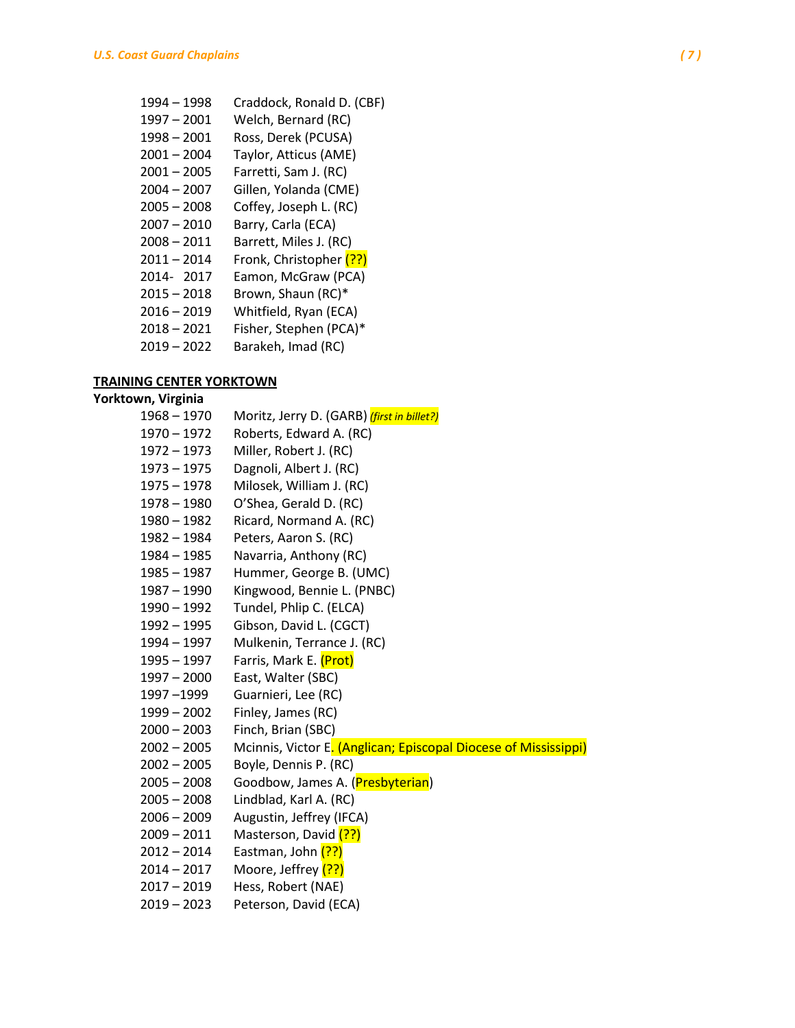1994 – 1998 Craddock, Ronald D. (CBF)
1997 – 2001 Welch, Bernard (RC)
1998 – 2001 Ross, Derek (PCUSA)
2001 – 2004 Taylor, Atticus (AME)
2001 – 2005 Farretti, Sam J. (RC)
2004 – 2007 Gillen, Yolanda (CME)
2005 – 2008 Coffey, Joseph L. (RC)
2007 – 2010 Barry, Carla (ECA)
2008 – 2011 Barrett, Miles J. (RC)
2011 – 2014 Fronk, Christopher (??)
2014- 2017 Eamon, McGraw (PCA)
2015 – 2018 Brown, Shaun (RC)*
2016 – 2019 Whitfield, Ryan (ECA)
2018 – 2021 Fisher, Stephen (PCA)*
2019 – 2022 Barakeh, Imad (RC)

**TRAINING CENTER YORKTOWN**

**Yorktown, Virginia**

1968 – 1970 Moritz, Jerry D. (GARB) *(first in billet?)*
1970 – 1972 Roberts, Edward A. (RC)
1972 – 1973 Miller, Robert J. (RC)
1973 – 1975 Dagnoli, Albert J. (RC)
1975 – 1978 Milosek, William J. (RC)
1978 – 1980 O'Shea, Gerald D. (RC)
1980 – 1982 Ricard, Normand A. (RC)
1982 – 1984 Peters, Aaron S. (RC)
1984 – 1985 Navarria, Anthony (RC)
1985 – 1987 Hummer, George B. (UMC)
1987 – 1990 Kingwood, Bennie L. (PNBC)
1990 – 1992 Tundel, Phlip C. (ELCA)
1992 – 1995 Gibson, David L. (CGCT)
1994 – 1997 Mulkenin, Terrance J. (RC)
1995 – 1997 Farris, Mark E. (Prot)
1997 – 2000 East, Walter (SBC)
1997 –1999 Guarnieri, Lee (RC)
1999 – 2002 Finley, James (RC)
2000 – 2003 Finch, Brian (SBC)
2002 – 2005 Mcinnis, Victor E. (Anglican; Episcopal Diocese of Mississippi)
2002 – 2005 Boyle, Dennis P. (RC)
2005 – 2008 Goodbow, James A. (Presbyterian)
2005 – 2008 Lindblad, Karl A. (RC)
2006 – 2009 Augustin, Jeffrey (IFCA)
2009 – 2011 Masterson, David (??)
2012 – 2014 Eastman, John (??)
2014 – 2017 Moore, Jeffrey (??)
2017 – 2019 Hess, Robert (NAE)
2019 – 2023 Peterson, David (ECA)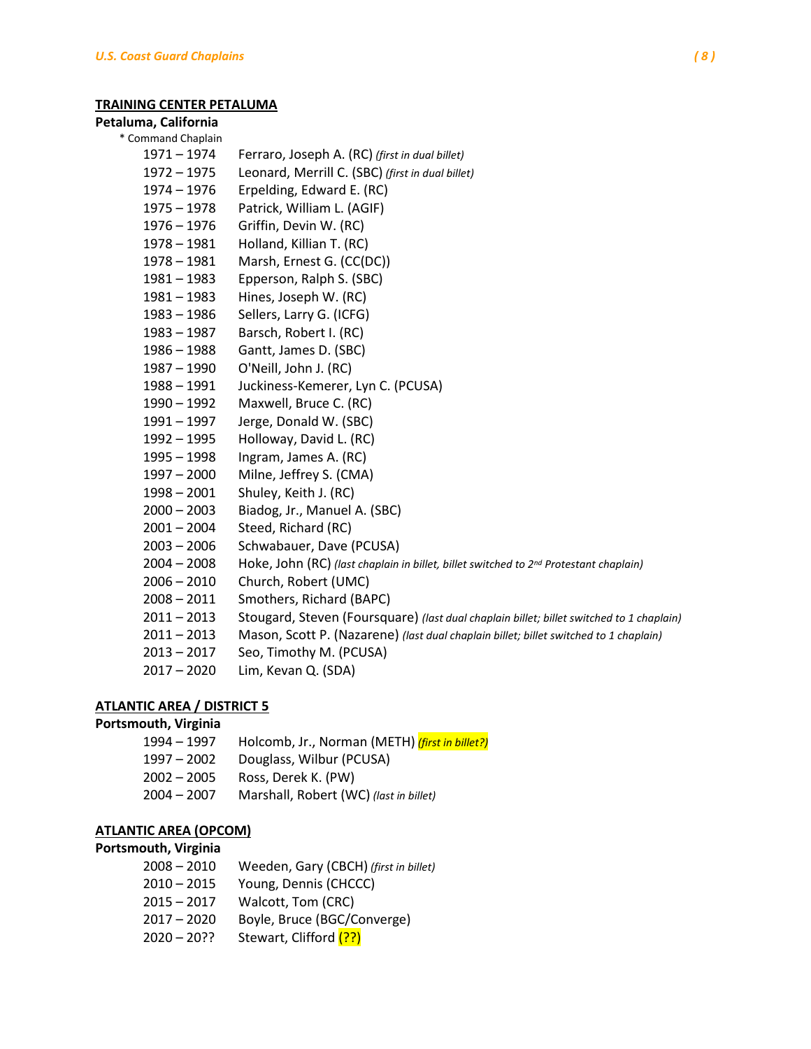**TRAINING CENTER PETALUMA**

**Petaluma, California**

\* Command Chaplain

1971 – 1974 Ferraro, Joseph A. (RC) *(first in dual billet)*
1972 – 1975 Leonard, Merrill C. (SBC) *(first in dual billet)*
1974 – 1976 Erpelding, Edward E. (RC)
1975 – 1978 Patrick, William L. (AGIF)
1976 – 1976 Griffin, Devin W. (RC)
1978 – 1981 Holland, Killian T. (RC)
1978 – 1981 Marsh, Ernest G. (CC(DC))
1981 – 1983 Epperson, Ralph S. (SBC)
1981 – 1983 Hines, Joseph W. (RC)
1983 – 1986 Sellers, Larry G. (ICFG)
1983 – 1987 Barsch, Robert I. (RC)
1986 – 1988 Gantt, James D. (SBC)
1987 – 1990 O'Neill, John J. (RC)
1988 – 1991 Juckiness-Kemerer, Lyn C. (PCUSA)
1990 – 1992 Maxwell, Bruce C. (RC)
1991 – 1997 Jerge, Donald W. (SBC)
1992 – 1995 Holloway, David L. (RC)
1995 – 1998 Ingram, James A. (RC)
1997 – 2000 Milne, Jeffrey S. (CMA)
1998 – 2001 Shuley, Keith J. (RC)
2000 – 2003 Biadog, Jr., Manuel A. (SBC)
2001 – 2004 Steed, Richard (RC)
2003 – 2006 Schwabauer, Dave (PCUSA)
2004 – 2008 Hoke, John (RC) *(last chaplain in billet, billet switched to 2nd Protestant chaplain)*
2006 – 2010 Church, Robert (UMC)
2008 – 2011 Smothers, Richard (BAPC)
2011 – 2013 Stougard, Steven (Foursquare) *(last dual chaplain billet; billet switched to 1 chaplain)*
2011 – 2013 Mason, Scott P. (Nazarene) *(last dual chaplain billet; billet switched to 1 chaplain)*
2013 – 2017 Seo, Timothy M. (PCUSA)
2017 – 2020 Lim, Kevan Q. (SDA)

**ATLANTIC AREA / DISTRICT 5**

**Portsmouth, Virginia**

1994 – 1997 Holcomb, Jr., Norman (METH) *(first in billet?)*
1997 – 2002 Douglass, Wilbur (PCUSA)
2002 – 2005 Ross, Derek K. (PW)
2004 – 2007 Marshall, Robert (WC) *(last in billet)*

**ATLANTIC AREA (OPCOM)**

**Portsmouth, Virginia**

2008 – 2010 Weeden, Gary (CBCH) *(first in billet)*
2010 – 2015 Young, Dennis (CHCCC)
2015 – 2017 Walcott, Tom (CRC)
2017 – 2020 Boyle, Bruce (BGC/Converge)
2020 – 20?? Stewart, Clifford (??)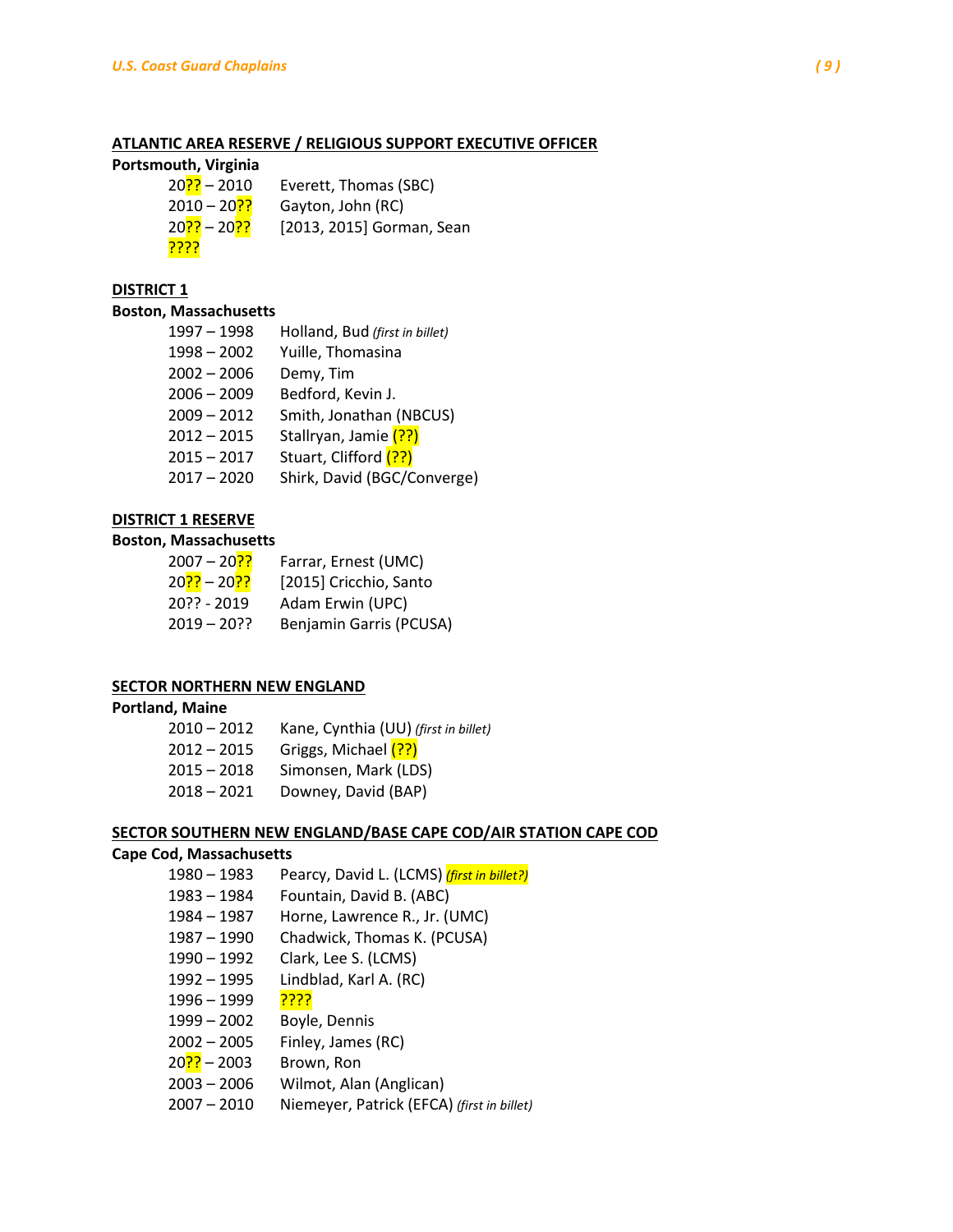## ATLANTIC AREA RESERVE / RELIGIOUS SUPPORT EXECUTIVE OFFICER

**Portsmouth, Virginia**

| | |
|---|---|
| 20?? – 2010 | Everett, Thomas (SBC) |
| 2010 – 20?? | Gayton, John (RC) |
| 20?? – 20?? | [2013, 2015] Gorman, Sean |
| ???? | |

## DISTRICT 1

**Boston, Massachusetts**

| | |
|---|---|
| 1997 – 1998 | Holland, Bud *(first in billet)* |
| 1998 – 2002 | Yuille, Thomasina |
| 2002 – 2006 | Demy, Tim |
| 2006 – 2009 | Bedford, Kevin J. |
| 2009 – 2012 | Smith, Jonathan (NBCUS) |
| 2012 – 2015 | Stallryan, Jamie (??) |
| 2015 – 2017 | Stuart, Clifford (??) |
| 2017 – 2020 | Shirk, David (BGC/Converge) |

## DISTRICT 1 RESERVE

**Boston, Massachusetts**

| | |
|---|---|
| 2007 – 20?? | Farrar, Ernest (UMC) |
| 20?? – 20?? | [2015] Cricchio, Santo |
| 20?? - 2019 | Adam Erwin (UPC) |
| 2019 – 20?? | Benjamin Garris (PCUSA) |

## SECTOR NORTHERN NEW ENGLAND

**Portland, Maine**

| | |
|---|---|
| 2010 – 2012 | Kane, Cynthia (UU) *(first in billet)* |
| 2012 – 2015 | Griggs, Michael (??) |
| 2015 – 2018 | Simonsen, Mark (LDS) |
| 2018 – 2021 | Downey, David (BAP) |

## SECTOR SOUTHERN NEW ENGLAND/BASE CAPE COD/AIR STATION CAPE COD

**Cape Cod, Massachusetts**

| | |
|---|---|
| 1980 – 1983 | Pearcy, David L. (LCMS) *(first in billet?)* |
| 1983 – 1984 | Fountain, David B. (ABC) |
| 1984 – 1987 | Horne, Lawrence R., Jr. (UMC) |
| 1987 – 1990 | Chadwick, Thomas K. (PCUSA) |
| 1990 – 1992 | Clark, Lee S. (LCMS) |
| 1992 – 1995 | Lindblad, Karl A. (RC) |
| 1996 – 1999 | ???? |
| 1999 – 2002 | Boyle, Dennis |
| 2002 – 2005 | Finley, James (RC) |
| 20?? – 2003 | Brown, Ron |
| 2003 – 2006 | Wilmot, Alan (Anglican) |
| 2007 – 2010 | Niemeyer, Patrick (EFCA) *(first in billet)* |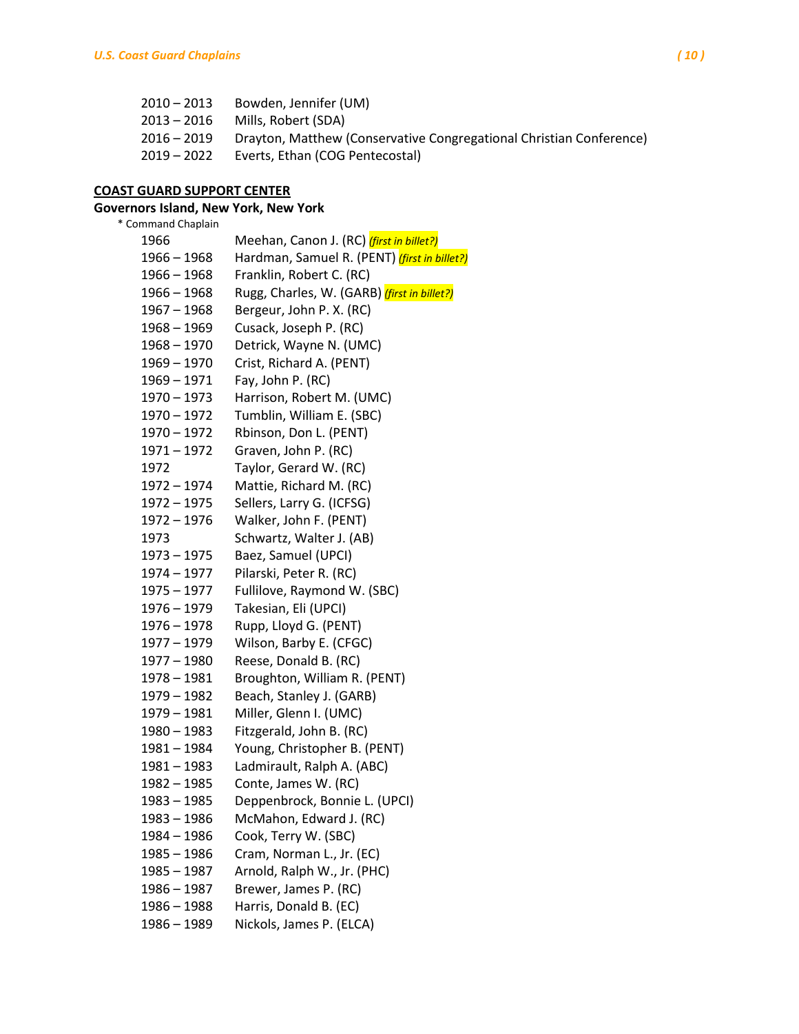2010 – 2013 Bowden, Jennifer (UM)
2013 – 2016 Mills, Robert (SDA)
2016 – 2019 Drayton, Matthew (Conservative Congregational Christian Conference)
2019 – 2022 Everts, Ethan (COG Pentecostal)

**COAST GUARD SUPPORT CENTER**

**Governors Island, New York, New York**

* Command Chaplain

1966 Meehan, Canon J. (RC) *(first in billet?)*
1966 – 1968 Hardman, Samuel R. (PENT) *(first in billet?)*
1966 – 1968 Franklin, Robert C. (RC)
1966 – 1968 Rugg, Charles, W. (GARB) *(first in billet?)*
1967 – 1968 Bergeur, John P. X. (RC)
1968 – 1969 Cusack, Joseph P. (RC)
1968 – 1970 Detrick, Wayne N. (UMC)
1969 – 1970 Crist, Richard A. (PENT)
1969 – 1971 Fay, John P. (RC)
1970 – 1973 Harrison, Robert M. (UMC)
1970 – 1972 Tumblin, William E. (SBC)
1970 – 1972 Rbinson, Don L. (PENT)
1971 – 1972 Graven, John P. (RC)
1972 Taylor, Gerard W. (RC)
1972 – 1974 Mattie, Richard M. (RC)
1972 – 1975 Sellers, Larry G. (ICFSG)
1972 – 1976 Walker, John F. (PENT)
1973 Schwartz, Walter J. (AB)
1973 – 1975 Baez, Samuel (UPCI)
1974 – 1977 Pilarski, Peter R. (RC)
1975 – 1977 Fullilove, Raymond W. (SBC)
1976 – 1979 Takesian, Eli (UPCI)
1976 – 1978 Rupp, Lloyd G. (PENT)
1977 – 1979 Wilson, Barby E. (CFGC)
1977 – 1980 Reese, Donald B. (RC)
1978 – 1981 Broughton, William R. (PENT)
1979 – 1982 Beach, Stanley J. (GARB)
1979 – 1981 Miller, Glenn I. (UMC)
1980 – 1983 Fitzgerald, John B. (RC)
1981 – 1984 Young, Christopher B. (PENT)
1981 – 1983 Ladmirault, Ralph A. (ABC)
1982 – 1985 Conte, James W. (RC)
1983 – 1985 Deppenbrock, Bonnie L. (UPCI)
1983 – 1986 McMahon, Edward J. (RC)
1984 – 1986 Cook, Terry W. (SBC)
1985 – 1986 Cram, Norman L., Jr. (EC)
1985 – 1987 Arnold, Ralph W., Jr. (PHC)
1986 – 1987 Brewer, James P. (RC)
1986 – 1988 Harris, Donald B. (EC)
1986 – 1989 Nickols, James P. (ELCA)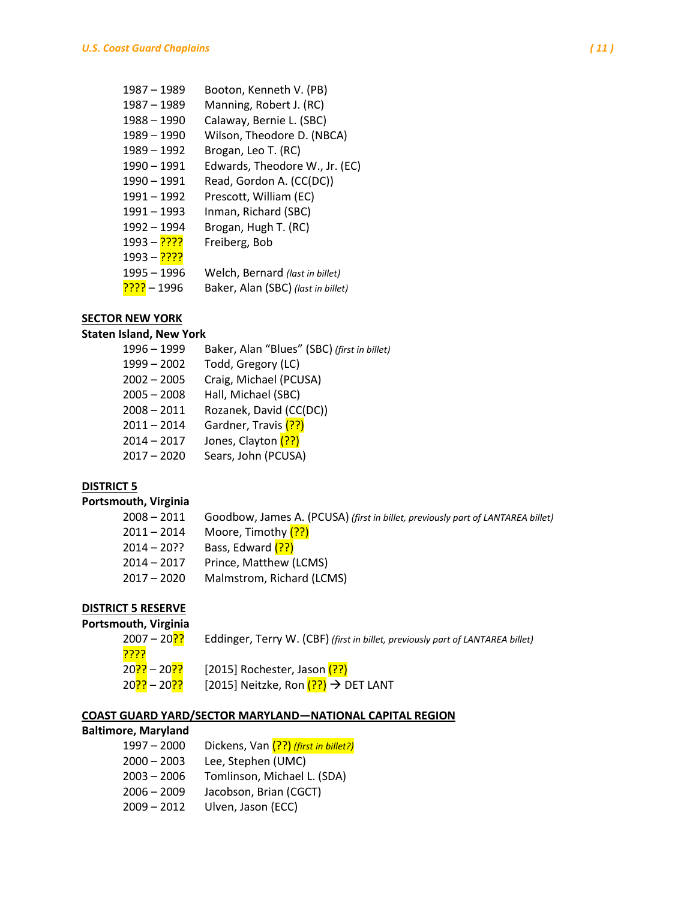1987 – 1989 Booton, Kenneth V. (PB)
1987 – 1989 Manning, Robert J. (RC)
1988 – 1990 Calaway, Bernie L. (SBC)
1989 – 1990 Wilson, Theodore D. (NBCA)
1989 – 1992 Brogan, Leo T. (RC)
1990 – 1991 Edwards, Theodore W., Jr. (EC)
1990 – 1991 Read, Gordon A. (CC(DC))
1991 – 1992 Prescott, William (EC)
1991 – 1993 Inman, Richard (SBC)
1992 – 1994 Brogan, Hugh T. (RC)
1993 – ???? Freiberg, Bob
1993 – ????
1995 – 1996 Welch, Bernard *(last in billet)*
???? – 1996 Baker, Alan (SBC) *(last in billet)*

**SECTOR NEW YORK**

**Staten Island, New York**

1996 – 1999 Baker, Alan "Blues" (SBC) *(first in billet)*
1999 – 2002 Todd, Gregory (LC)
2002 – 2005 Craig, Michael (PCUSA)
2005 – 2008 Hall, Michael (SBC)
2008 – 2011 Rozanek, David (CC(DC))
2011 – 2014 Gardner, Travis (??)
2014 – 2017 Jones, Clayton (??)
2017 – 2020 Sears, John (PCUSA)

**DISTRICT 5**

**Portsmouth, Virginia**

2008 – 2011 Goodbow, James A. (PCUSA) *(first in billet, previously part of LANTAREA billet)*
2011 – 2014 Moore, Timothy (??)
2014 – 20?? Bass, Edward (??)
2014 – 2017 Prince, Matthew (LCMS)
2017 – 2020 Malmstrom, Richard (LCMS)

**DISTRICT 5 RESERVE**

**Portsmouth, Virginia**

2007 – 20?? Eddinger, Terry W. (CBF) *(first in billet, previously part of LANTAREA billet)*
????
20?? – 20?? [2015] Rochester, Jason (??)
20?? – 20?? [2015] Neitzke, Ron (??) → DET LANT

**COAST GUARD YARD/SECTOR MARYLAND—NATIONAL CAPITAL REGION**

**Baltimore, Maryland**

1997 – 2000 Dickens, Van (??) *(first in billet?)*
2000 – 2003 Lee, Stephen (UMC)
2003 – 2006 Tomlinson, Michael L. (SDA)
2006 – 2009 Jacobson, Brian (CGCT)
2009 – 2012 Ulven, Jason (ECC)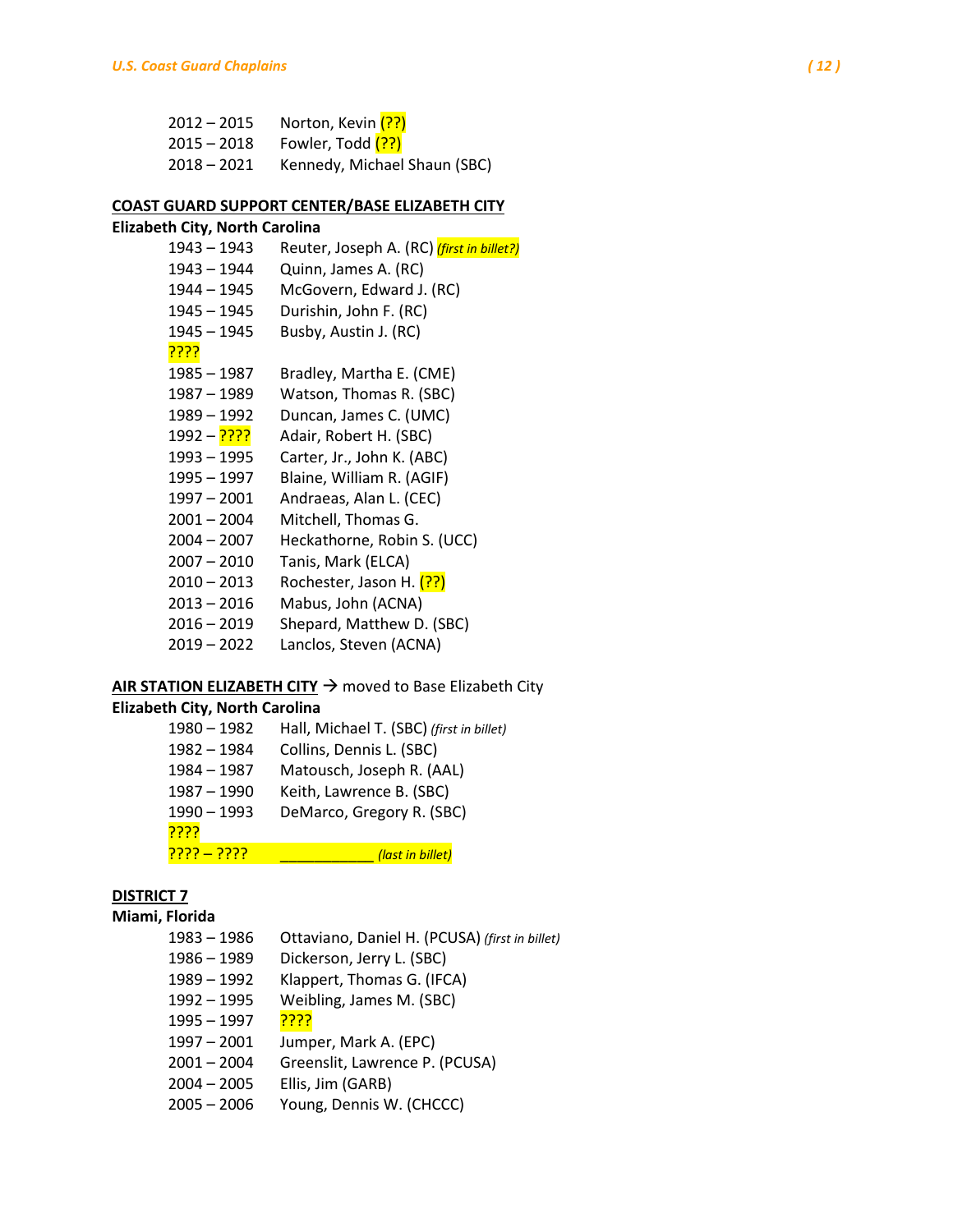2012 – 2015 Norton, Kevin (??)
2015 – 2018 Fowler, Todd (??)
2018 – 2021 Kennedy, Michael Shaun (SBC)

**COAST GUARD SUPPORT CENTER/BASE ELIZABETH CITY**
**Elizabeth City, North Carolina**

1943 – 1943 Reuter, Joseph A. (RC) *(first in billet?)*
1943 – 1944 Quinn, James A. (RC)
1944 – 1945 McGovern, Edward J. (RC)
1945 – 1945 Durishin, John F. (RC)
1945 – 1945 Busby, Austin J. (RC)
????
1985 – 1987 Bradley, Martha E. (CME)
1987 – 1989 Watson, Thomas R. (SBC)
1989 – 1992 Duncan, James C. (UMC)
1992 – ???? Adair, Robert H. (SBC)
1993 – 1995 Carter, Jr., John K. (ABC)
1995 – 1997 Blaine, William R. (AGIF)
1997 – 2001 Andraeas, Alan L. (CEC)
2001 – 2004 Mitchell, Thomas G.
2004 – 2007 Heckathorne, Robin S. (UCC)
2007 – 2010 Tanis, Mark (ELCA)
2010 – 2013 Rochester, Jason H. (??)
2013 – 2016 Mabus, John (ACNA)
2016 – 2019 Shepard, Matthew D. (SBC)
2019 – 2022 Lanclos, Steven (ACNA)

**AIR STATION ELIZABETH CITY** → moved to Base Elizabeth City
**Elizabeth City, North Carolina**

1980 – 1982 Hall, Michael T. (SBC) *(first in billet)*
1982 – 1984 Collins, Dennis L. (SBC)
1984 – 1987 Matousch, Joseph R. (AAL)
1987 – 1990 Keith, Lawrence B. (SBC)
1990 – 1993 DeMarco, Gregory R. (SBC)
????
???? – ???? ___________ *(last in billet)*

**DISTRICT 7**
**Miami, Florida**

1983 – 1986 Ottaviano, Daniel H. (PCUSA) *(first in billet)*
1986 – 1989 Dickerson, Jerry L. (SBC)
1989 – 1992 Klappert, Thomas G. (IFCA)
1992 – 1995 Weibling, James M. (SBC)
1995 – 1997 ????
1997 – 2001 Jumper, Mark A. (EPC)
2001 – 2004 Greenslit, Lawrence P. (PCUSA)
2004 – 2005 Ellis, Jim (GARB)
2005 – 2006 Young, Dennis W. (CHCCC)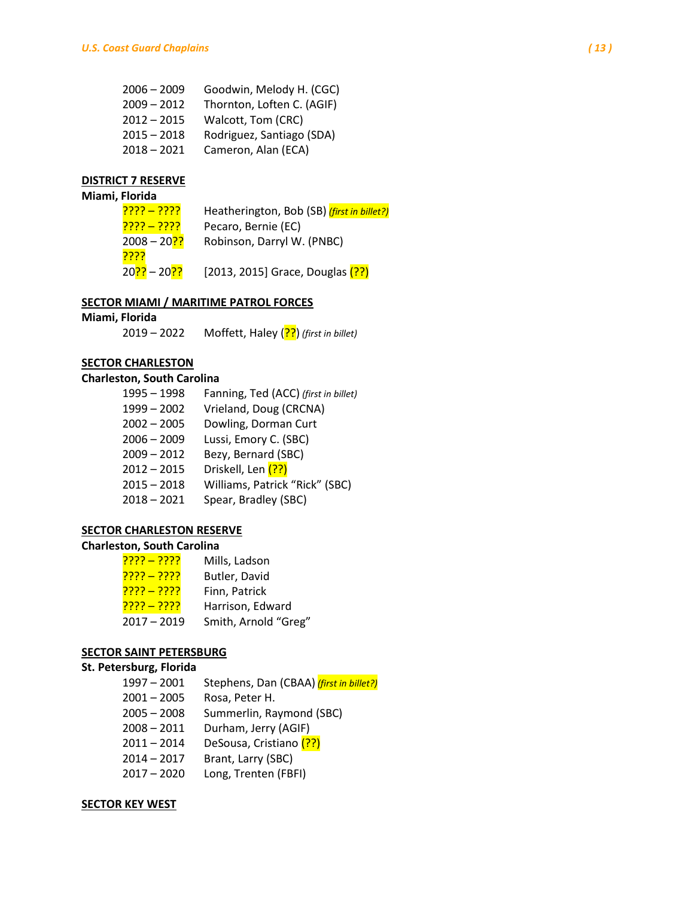2006 – 2009 Goodwin, Melody H. (CGC)
2009 – 2012 Thornton, Loften C. (AGIF)
2012 – 2015 Walcott, Tom (CRC)
2015 – 2018 Rodriguez, Santiago (SDA)
2018 – 2021 Cameron, Alan (ECA)

**DISTRICT 7 RESERVE**

**Miami, Florida**

???? – ???? Heatherington, Bob (SB) *(first in billet?)*
???? – ???? Pecaro, Bernie (EC)
2008 – 20?? Robinson, Darryl W. (PNBC)
????
20?? – 20?? [2013, 2015] Grace, Douglas (??)

**SECTOR MIAMI / MARITIME PATROL FORCES**

**Miami, Florida**

2019 – 2022 Moffett, Haley (??) *(first in billet)*

**SECTOR CHARLESTON**

**Charleston, South Carolina**

1995 – 1998 Fanning, Ted (ACC) *(first in billet)*
1999 – 2002 Vrieland, Doug (CRCNA)
2002 – 2005 Dowling, Dorman Curt
2006 – 2009 Lussi, Emory C. (SBC)
2009 – 2012 Bezy, Bernard (SBC)
2012 – 2015 Driskell, Len (??)
2015 – 2018 Williams, Patrick "Rick" (SBC)
2018 – 2021 Spear, Bradley (SBC)

**SECTOR CHARLESTON RESERVE**

**Charleston, South Carolina**

???? – ???? Mills, Ladson
???? – ???? Butler, David
???? – ???? Finn, Patrick
???? – ???? Harrison, Edward
2017 – 2019 Smith, Arnold "Greg"

**SECTOR SAINT PETERSBURG**

**St. Petersburg, Florida**

1997 – 2001 Stephens, Dan (CBAA) *(first in billet?)*
2001 – 2005 Rosa, Peter H.
2005 – 2008 Summerlin, Raymond (SBC)
2008 – 2011 Durham, Jerry (AGIF)
2011 – 2014 DeSousa, Cristiano (??)
2014 – 2017 Brant, Larry (SBC)
2017 – 2020 Long, Trenten (FBFI)

**SECTOR KEY WEST**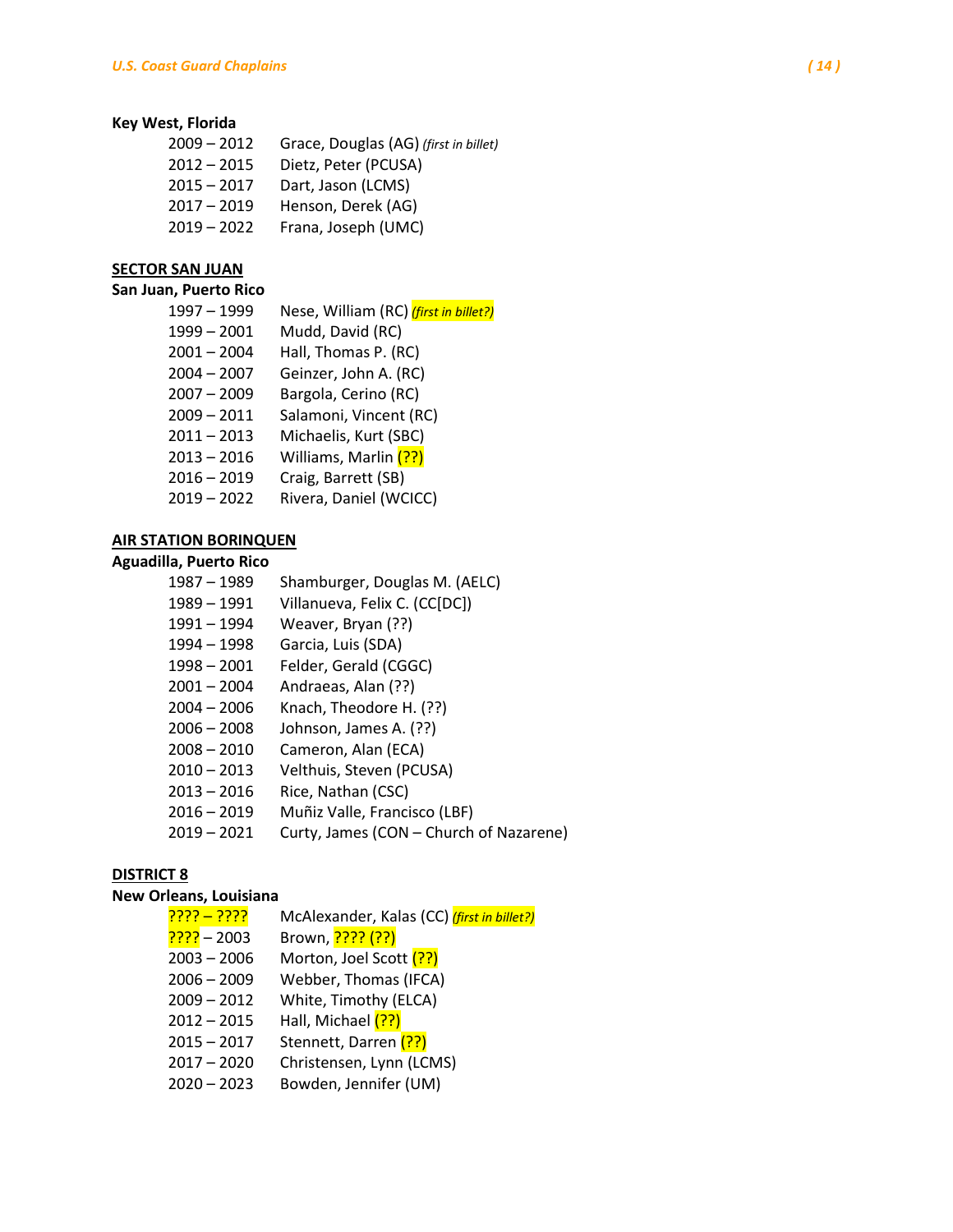**Key West, Florida**

- 2009 – 2012 Grace, Douglas (AG) *(first in billet)*
- 2012 – 2015 Dietz, Peter (PCUSA)
- 2015 – 2017 Dart, Jason (LCMS)
- 2017 – 2019 Henson, Derek (AG)
- 2019 – 2022 Frana, Joseph (UMC)

## SECTOR SAN JUAN

**San Juan, Puerto Rico**

- 1997 – 1999 Nese, William (RC) *(first in billet?)*
- 1999 – 2001 Mudd, David (RC)
- 2001 – 2004 Hall, Thomas P. (RC)
- 2004 – 2007 Geinzer, John A. (RC)
- 2007 – 2009 Bargola, Cerino (RC)
- 2009 – 2011 Salamoni, Vincent (RC)
- 2011 – 2013 Michaelis, Kurt (SBC)
- 2013 – 2016 Williams, Marlin (??)
- 2016 – 2019 Craig, Barrett (SB)
- 2019 – 2022 Rivera, Daniel (WCICC)

## AIR STATION BORINQUEN

**Aguadilla, Puerto Rico**

- 1987 – 1989 Shamburger, Douglas M. (AELC)
- 1989 – 1991 Villanueva, Felix C. (CC[DC])
- 1991 – 1994 Weaver, Bryan (??)
- 1994 – 1998 Garcia, Luis (SDA)
- 1998 – 2001 Felder, Gerald (CGGC)
- 2001 – 2004 Andraeas, Alan (??)
- 2004 – 2006 Knach, Theodore H. (??)
- 2006 – 2008 Johnson, James A. (??)
- 2008 – 2010 Cameron, Alan (ECA)
- 2010 – 2013 Velthuis, Steven (PCUSA)
- 2013 – 2016 Rice, Nathan (CSC)
- 2016 – 2019 Muñiz Valle, Francisco (LBF)
- 2019 – 2021 Curty, James (CON – Church of Nazarene)

## DISTRICT 8

**New Orleans, Louisiana**

- ???? – ???? McAlexander, Kalas (CC) *(first in billet?)*
- ???? – 2003 Brown, ???? (??)
- 2003 – 2006 Morton, Joel Scott (??)
- 2006 – 2009 Webber, Thomas (IFCA)
- 2009 – 2012 White, Timothy (ELCA)
- 2012 – 2015 Hall, Michael (??)
- 2015 – 2017 Stennett, Darren (??)
- 2017 – 2020 Christensen, Lynn (LCMS)
- 2020 – 2023 Bowden, Jennifer (UM)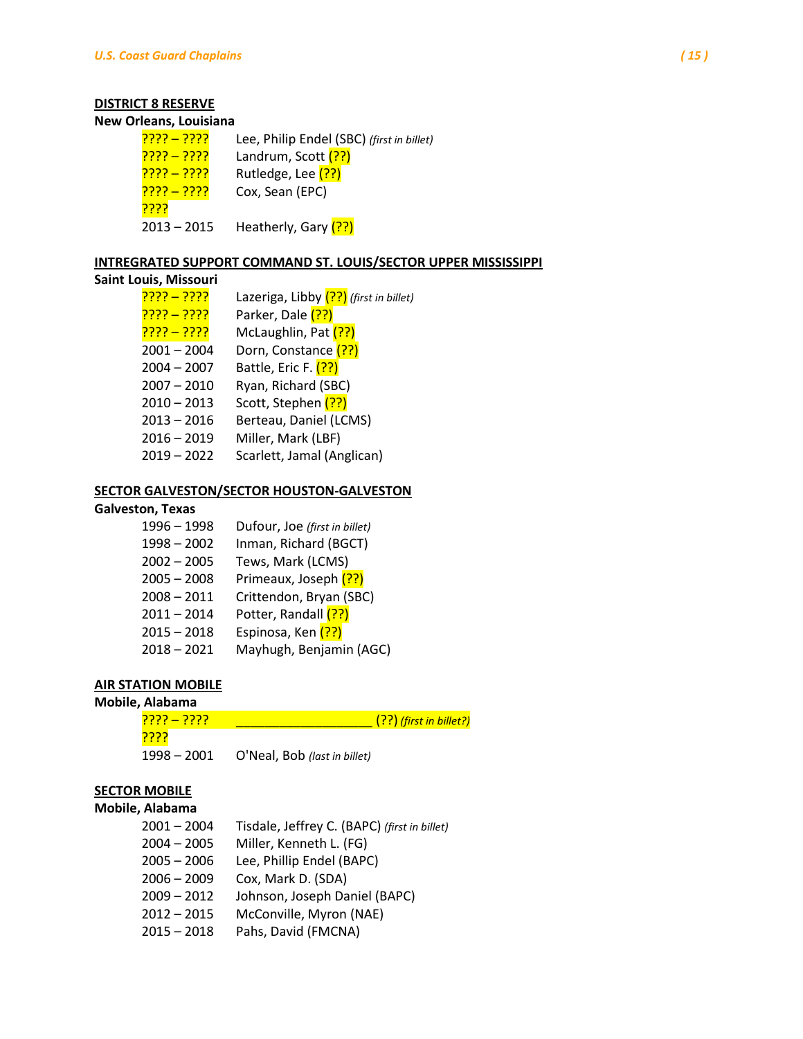**DISTRICT 8 RESERVE**

**New Orleans, Louisiana**

| | |
|---|---|
| ???? – ???? | Lee, Philip Endel (SBC) *(first in billet)* |
| ???? – ???? | Landrum, Scott (??) |
| ???? – ???? | Rutledge, Lee (??) |
| ???? – ???? | Cox, Sean (EPC) |
| ???? | |
| 2013 – 2015 | Heatherly, Gary (??) |

**INTREGRATED SUPPORT COMMAND ST. LOUIS/SECTOR UPPER MISSISSIPPI**

**Saint Louis, Missouri**

| | |
|---|---|
| ???? – ???? | Lazeriga, Libby (??) *(first in billet)* |
| ???? – ???? | Parker, Dale (??) |
| ???? – ???? | McLaughlin, Pat (??) |
| 2001 – 2004 | Dorn, Constance (??) |
| 2004 – 2007 | Battle, Eric F. (??) |
| 2007 – 2010 | Ryan, Richard (SBC) |
| 2010 – 2013 | Scott, Stephen (??) |
| 2013 – 2016 | Berteau, Daniel (LCMS) |
| 2016 – 2019 | Miller, Mark (LBF) |
| 2019 – 2022 | Scarlett, Jamal (Anglican) |

**SECTOR GALVESTON/SECTOR HOUSTON-GALVESTON**

**Galveston, Texas**

| | |
|---|---|
| 1996 – 1998 | Dufour, Joe *(first in billet)* |
| 1998 – 2002 | Inman, Richard (BGCT) |
| 2002 – 2005 | Tews, Mark (LCMS) |
| 2005 – 2008 | Primeaux, Joseph (??) |
| 2008 – 2011 | Crittendon, Bryan (SBC) |
| 2011 – 2014 | Potter, Randall (??) |
| 2015 – 2018 | Espinosa, Ken (??) |
| 2018 – 2021 | Mayhugh, Benjamin (AGC) |

**AIR STATION MOBILE**

**Mobile, Alabama**

| | |
|---|---|
| ???? – ???? | ___________________ (??) *(first in billet?)* |
| ???? | |
| 1998 – 2001 | O'Neal, Bob *(last in billet)* |

**SECTOR MOBILE**

**Mobile, Alabama**

| | |
|---|---|
| 2001 – 2004 | Tisdale, Jeffrey C. (BAPC) *(first in billet)* |
| 2004 – 2005 | Miller, Kenneth L. (FG) |
| 2005 – 2006 | Lee, Phillip Endel (BAPC) |
| 2006 – 2009 | Cox, Mark D. (SDA) |
| 2009 – 2012 | Johnson, Joseph Daniel (BAPC) |
| 2012 – 2015 | McConville, Myron (NAE) |
| 2015 – 2018 | Pahs, David (FMCNA) |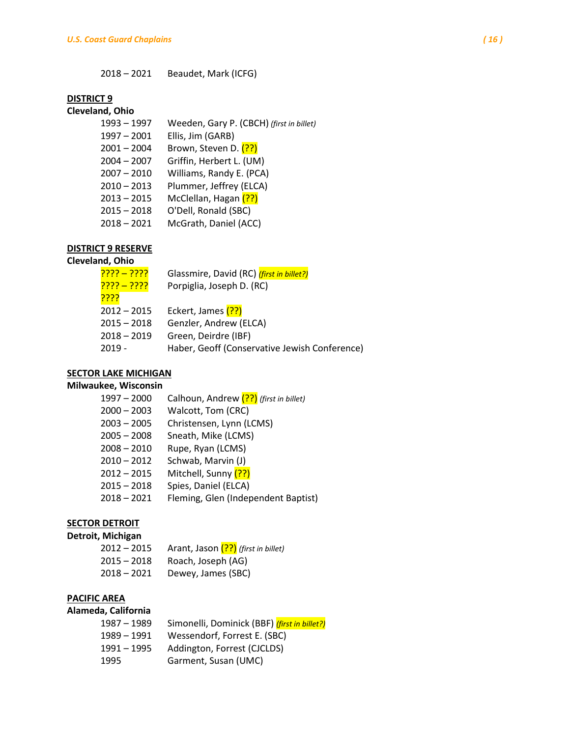2018 – 2021 Beaudet, Mark (ICFG)

**DISTRICT 9**

**Cleveland, Ohio**

| | |
|---|---|
| 1993 – 1997 | Weeden, Gary P. (CBCH) *(first in billet)* |
| 1997 – 2001 | Ellis, Jim (GARB) |
| 2001 – 2004 | Brown, Steven D. (??) |
| 2004 – 2007 | Griffin, Herbert L. (UM) |
| 2007 – 2010 | Williams, Randy E. (PCA) |
| 2010 – 2013 | Plummer, Jeffrey (ELCA) |
| 2013 – 2015 | McClellan, Hagan (??) |
| 2015 – 2018 | O'Dell, Ronald (SBC) |
| 2018 – 2021 | McGrath, Daniel (ACC) |

**DISTRICT 9 RESERVE**

**Cleveland, Ohio**

| | |
|---|---|
| ???? – ???? | Glassmire, David (RC) *(first in billet?)* |
| ???? – ???? ???? | Porpiglia, Joseph D. (RC) |
| 2012 – 2015 | Eckert, James (??) |
| 2015 – 2018 | Genzler, Andrew (ELCA) |
| 2018 – 2019 | Green, Deirdre (IBF) |
| 2019 - | Haber, Geoff (Conservative Jewish Conference) |

**SECTOR LAKE MICHIGAN**

**Milwaukee, Wisconsin**

| | |
|---|---|
| 1997 – 2000 | Calhoun, Andrew (??) *(first in billet)* |
| 2000 – 2003 | Walcott, Tom (CRC) |
| 2003 – 2005 | Christensen, Lynn (LCMS) |
| 2005 – 2008 | Sneath, Mike (LCMS) |
| 2008 – 2010 | Rupe, Ryan (LCMS) |
| 2010 – 2012 | Schwab, Marvin (J) |
| 2012 – 2015 | Mitchell, Sunny (??) |
| 2015 – 2018 | Spies, Daniel (ELCA) |
| 2018 – 2021 | Fleming, Glen (Independent Baptist) |

**SECTOR DETROIT**

**Detroit, Michigan**

| | |
|---|---|
| 2012 – 2015 | Arant, Jason (??) *(first in billet)* |
| 2015 – 2018 | Roach, Joseph (AG) |
| 2018 – 2021 | Dewey, James (SBC) |

**PACIFIC AREA**

**Alameda, California**

| | |
|---|---|
| 1987 – 1989 | Simonelli, Dominick (BBF) *(first in billet?)* |
| 1989 – 1991 | Wessendorf, Forrest E. (SBC) |
| 1991 – 1995 | Addington, Forrest (CJCLDS) |
| 1995 | Garment, Susan (UMC) |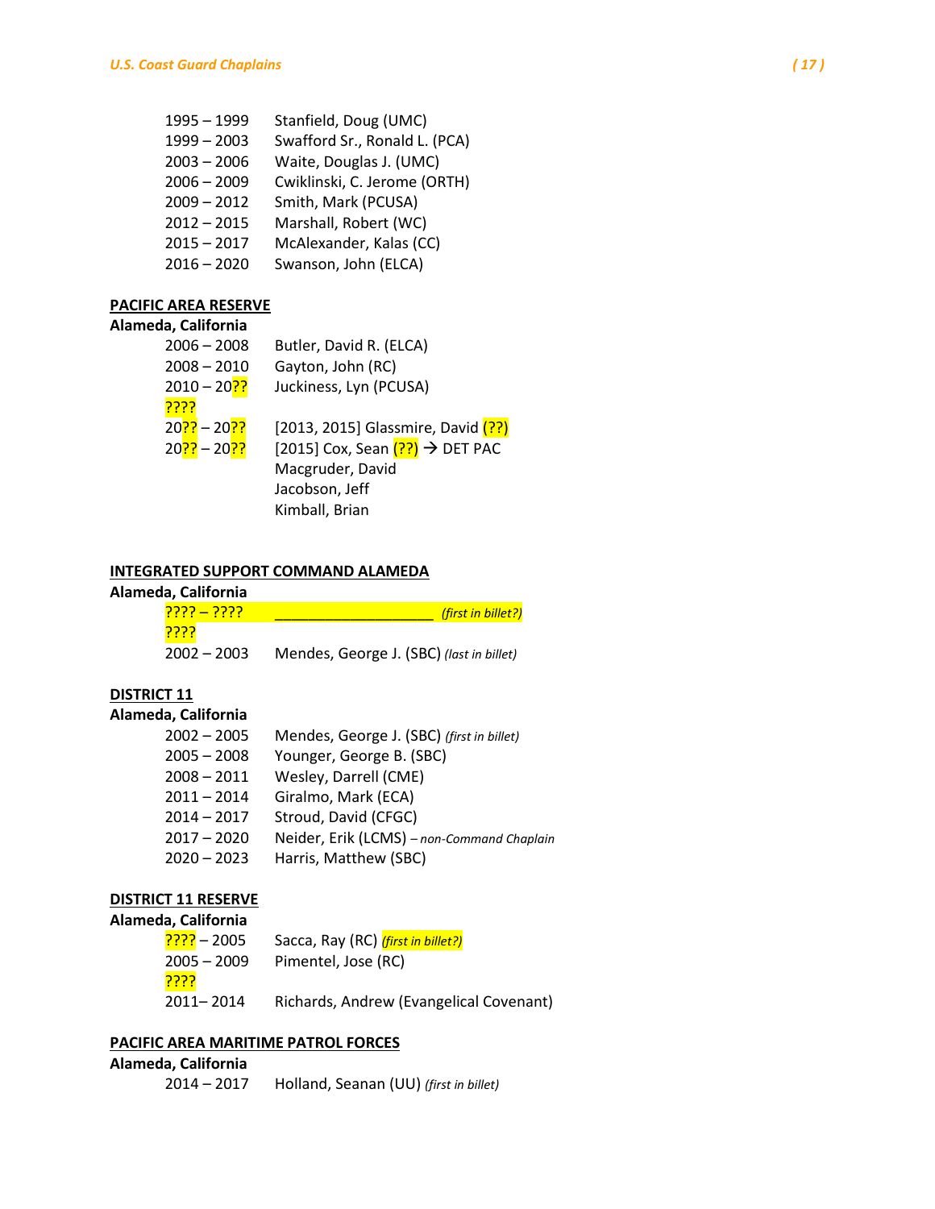1995 – 1999 Stanfield, Doug (UMC)
1999 – 2003 Swafford Sr., Ronald L. (PCA)
2003 – 2006 Waite, Douglas J. (UMC)
2006 – 2009 Cwiklinski, C. Jerome (ORTH)
2009 – 2012 Smith, Mark (PCUSA)
2012 – 2015 Marshall, Robert (WC)
2015 – 2017 McAlexander, Kalas (CC)
2016 – 2020 Swanson, John (ELCA)

**PACIFIC AREA RESERVE**
**Alameda, California**

2006 – 2008 Butler, David R. (ELCA)
2008 – 2010 Gayton, John (RC)
2010 – 20?? Juckiness, Lyn (PCUSA)
????
20?? – 20?? [2013, 2015] Glassmire, David (??)
20?? – 20?? [2015] Cox, Sean (??) → DET PAC
Macgruder, David
Jacobson, Jeff
Kimball, Brian

**INTEGRATED SUPPORT COMMAND ALAMEDA**
**Alameda, California**

???? – ???? ____________________ *(first in billet?)*
????
2002 – 2003 Mendes, George J. (SBC) *(last in billet)*

**DISTRICT 11**
**Alameda, California**

2002 – 2005 Mendes, George J. (SBC) *(first in billet)*
2005 – 2008 Younger, George B. (SBC)
2008 – 2011 Wesley, Darrell (CME)
2011 – 2014 Giralmo, Mark (ECA)
2014 – 2017 Stroud, David (CFGC)
2017 – 2020 Neider, Erik (LCMS) *– non-Command Chaplain*
2020 – 2023 Harris, Matthew (SBC)

**DISTRICT 11 RESERVE**
**Alameda, California**

???? – 2005 Sacca, Ray (RC) *(first in billet?)*
2005 – 2009 Pimentel, Jose (RC)
????
2011– 2014 Richards, Andrew (Evangelical Covenant)

**PACIFIC AREA MARITIME PATROL FORCES**
**Alameda, California**

2014 – 2017 Holland, Seanan (UU) *(first in billet)*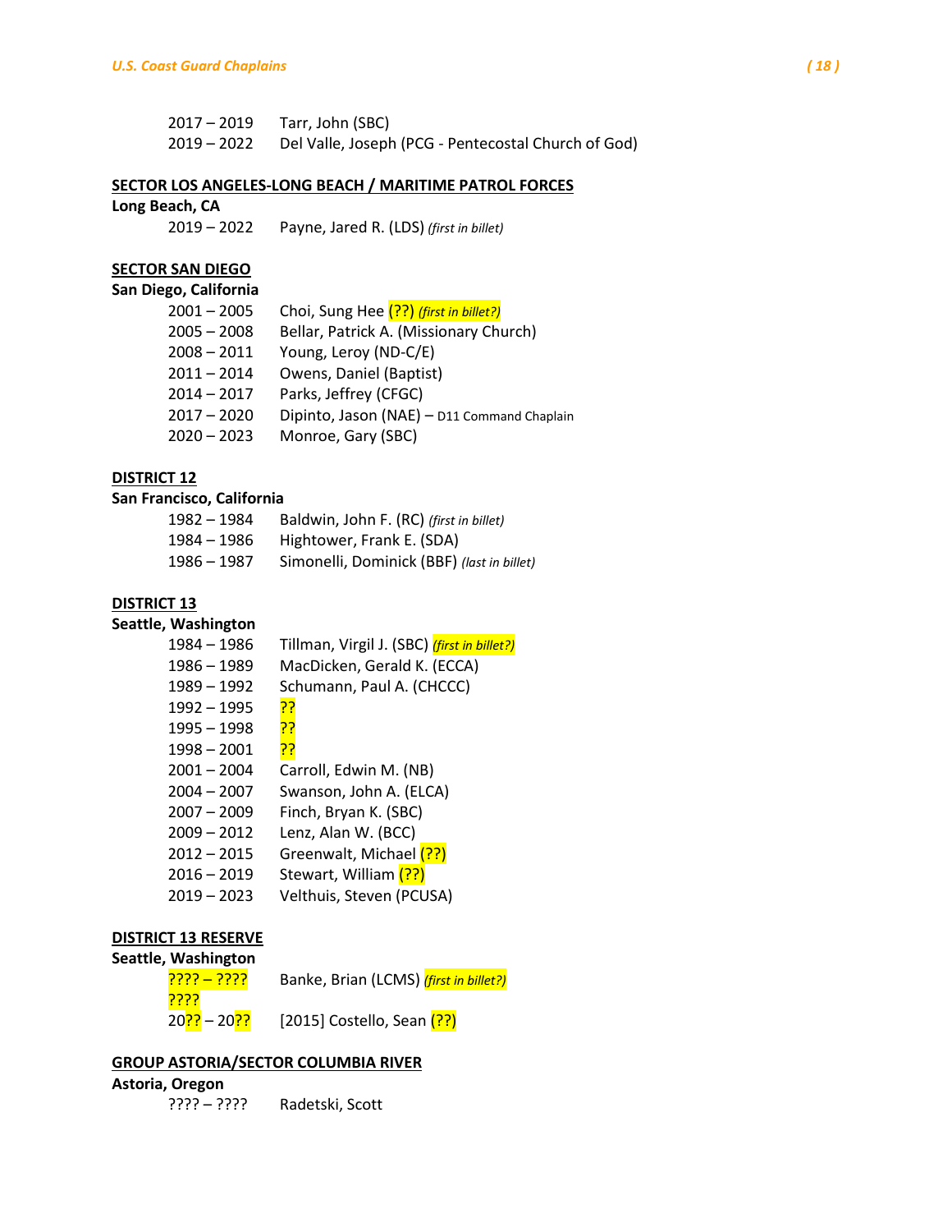2017 – 2019 Tarr, John (SBC)
2019 – 2022 Del Valle, Joseph (PCG - Pentecostal Church of God)

**<u>SECTOR LOS ANGELES-LONG BEACH / MARITIME PATROL FORCES</u>**

**Long Beach, CA**

2019 – 2022 Payne, Jared R. (LDS) *(first in billet)*

**<u>SECTOR SAN DIEGO</u>**

**San Diego, California**

2001 – 2005 Choi, Sung Hee (??) *(first in billet?)*
2005 – 2008 Bellar, Patrick A. (Missionary Church)
2008 – 2011 Young, Leroy (ND-C/E)
2011 – 2014 Owens, Daniel (Baptist)
2014 – 2017 Parks, Jeffrey (CFGC)
2017 – 2020 Dipinto, Jason (NAE) – D11 Command Chaplain
2020 – 2023 Monroe, Gary (SBC)

**<u>DISTRICT 12</u>**

**San Francisco, California**

1982 – 1984 Baldwin, John F. (RC) *(first in billet)*
1984 – 1986 Hightower, Frank E. (SDA)
1986 – 1987 Simonelli, Dominick (BBF) *(last in billet)*

**<u>DISTRICT 13</u>**

**Seattle, Washington**

1984 – 1986 Tillman, Virgil J. (SBC) *(first in billet?)*
1986 – 1989 MacDicken, Gerald K. (ECCA)
1989 – 1992 Schumann, Paul A. (CHCCC)
1992 – 1995 ??
1995 – 1998 ??
1998 – 2001 ??
2001 – 2004 Carroll, Edwin M. (NB)
2004 – 2007 Swanson, John A. (ELCA)
2007 – 2009 Finch, Bryan K. (SBC)
2009 – 2012 Lenz, Alan W. (BCC)
2012 – 2015 Greenwalt, Michael (??)
2016 – 2019 Stewart, William (??)
2019 – 2023 Velthuis, Steven (PCUSA)

**<u>DISTRICT 13 RESERVE</u>**

**Seattle, Washington**

???? – ???? Banke, Brian (LCMS) *(first in billet?)*
????
20?? – 20?? [2015] Costello, Sean (??)

**<u>GROUP ASTORIA/SECTOR COLUMBIA RIVER</u>**

**Astoria, Oregon**

???? – ???? Radetski, Scott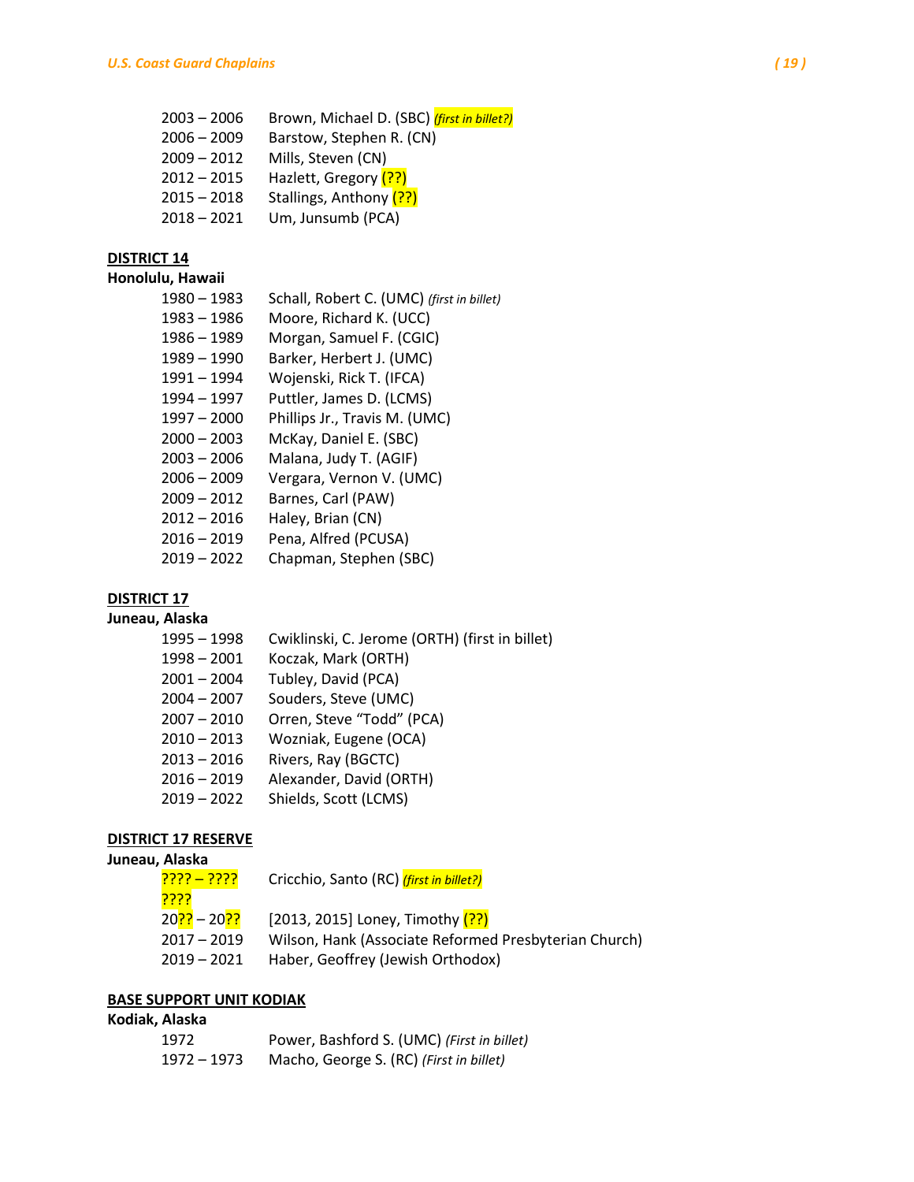2003 – 2006 Brown, Michael D. (SBC) *(first in billet?)*
2006 – 2009 Barstow, Stephen R. (CN)
2009 – 2012 Mills, Steven (CN)
2012 – 2015 Hazlett, Gregory (??)
2015 – 2018 Stallings, Anthony (??)
2018 – 2021 Um, Junsumb (PCA)

**DISTRICT 14**
**Honolulu, Hawaii**

1980 – 1983 Schall, Robert C. (UMC) *(first in billet)*
1983 – 1986 Moore, Richard K. (UCC)
1986 – 1989 Morgan, Samuel F. (CGIC)
1989 – 1990 Barker, Herbert J. (UMC)
1991 – 1994 Wojenski, Rick T. (IFCA)
1994 – 1997 Puttler, James D. (LCMS)
1997 – 2000 Phillips Jr., Travis M. (UMC)
2000 – 2003 McKay, Daniel E. (SBC)
2003 – 2006 Malana, Judy T. (AGIF)
2006 – 2009 Vergara, Vernon V. (UMC)
2009 – 2012 Barnes, Carl (PAW)
2012 – 2016 Haley, Brian (CN)
2016 – 2019 Pena, Alfred (PCUSA)
2019 – 2022 Chapman, Stephen (SBC)

**DISTRICT 17**
**Juneau, Alaska**

1995 – 1998 Cwiklinski, C. Jerome (ORTH) (first in billet)
1998 – 2001 Koczak, Mark (ORTH)
2001 – 2004 Tubley, David (PCA)
2004 – 2007 Souders, Steve (UMC)
2007 – 2010 Orren, Steve "Todd" (PCA)
2010 – 2013 Wozniak, Eugene (OCA)
2013 – 2016 Rivers, Ray (BGCTC)
2016 – 2019 Alexander, David (ORTH)
2019 – 2022 Shields, Scott (LCMS)

**DISTRICT 17 RESERVE**
**Juneau, Alaska**

???? – ???? Cricchio, Santo (RC) *(first in billet?)*
????
20?? – 20?? [2013, 2015] Loney, Timothy (??)
2017 – 2019 Wilson, Hank (Associate Reformed Presbyterian Church)
2019 – 2021 Haber, Geoffrey (Jewish Orthodox)

**BASE SUPPORT UNIT KODIAK**
**Kodiak, Alaska**

1972 Power, Bashford S. (UMC) *(First in billet)*
1972 – 1973 Macho, George S. (RC) *(First in billet)*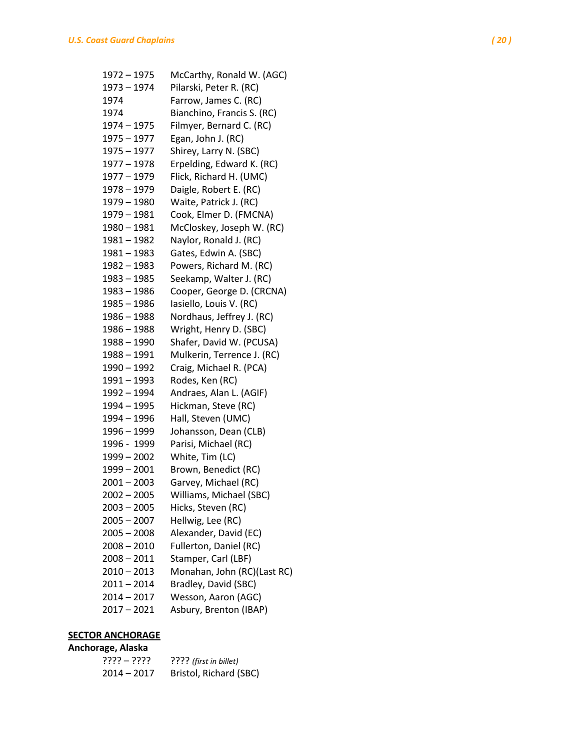| | |
|---|---|
| 1972 – 1975 | McCarthy, Ronald W. (AGC) |
| 1973 – 1974 | Pilarski, Peter R. (RC) |
| 1974 | Farrow, James C. (RC) |
| 1974 | Bianchino, Francis S. (RC) |
| 1974 – 1975 | Filmyer, Bernard C. (RC) |
| 1975 – 1977 | Egan, John J. (RC) |
| 1975 – 1977 | Shirey, Larry N. (SBC) |
| 1977 – 1978 | Erpelding, Edward K. (RC) |
| 1977 – 1979 | Flick, Richard H. (UMC) |
| 1978 – 1979 | Daigle, Robert E. (RC) |
| 1979 – 1980 | Waite, Patrick J. (RC) |
| 1979 – 1981 | Cook, Elmer D. (FMCNA) |
| 1980 – 1981 | McCloskey, Joseph W. (RC) |
| 1981 – 1982 | Naylor, Ronald J. (RC) |
| 1981 – 1983 | Gates, Edwin A. (SBC) |
| 1982 – 1983 | Powers, Richard M. (RC) |
| 1983 – 1985 | Seekamp, Walter J. (RC) |
| 1983 – 1986 | Cooper, George D. (CRCNA) |
| 1985 – 1986 | Iasiello, Louis V. (RC) |
| 1986 – 1988 | Nordhaus, Jeffrey J. (RC) |
| 1986 – 1988 | Wright, Henry D. (SBC) |
| 1988 – 1990 | Shafer, David W. (PCUSA) |
| 1988 – 1991 | Mulkerin, Terrence J. (RC) |
| 1990 – 1992 | Craig, Michael R. (PCA) |
| 1991 – 1993 | Rodes, Ken (RC) |
| 1992 – 1994 | Andraes, Alan L. (AGIF) |
| 1994 – 1995 | Hickman, Steve (RC) |
| 1994 – 1996 | Hall, Steven (UMC) |
| 1996 – 1999 | Johansson, Dean (CLB) |
| 1996 - 1999 | Parisi, Michael (RC) |
| 1999 – 2002 | White, Tim (LC) |
| 1999 – 2001 | Brown, Benedict (RC) |
| 2001 – 2003 | Garvey, Michael (RC) |
| 2002 – 2005 | Williams, Michael (SBC) |
| 2003 – 2005 | Hicks, Steven (RC) |
| 2005 – 2007 | Hellwig, Lee (RC) |
| 2005 – 2008 | Alexander, David (EC) |
| 2008 – 2010 | Fullerton, Daniel (RC) |
| 2008 – 2011 | Stamper, Carl (LBF) |
| 2010 – 2013 | Monahan, John (RC)(Last RC) |
| 2011 – 2014 | Bradley, David (SBC) |
| 2014 – 2017 | Wesson, Aaron (AGC) |
| 2017 – 2021 | Asbury, Brenton (IBAP) |

**SECTOR ANCHORAGE**

**Anchorage, Alaska**

| | |
|---|---|
| ???? – ???? | ???? *(first in billet)* |
| 2014 – 2017 | Bristol, Richard (SBC) |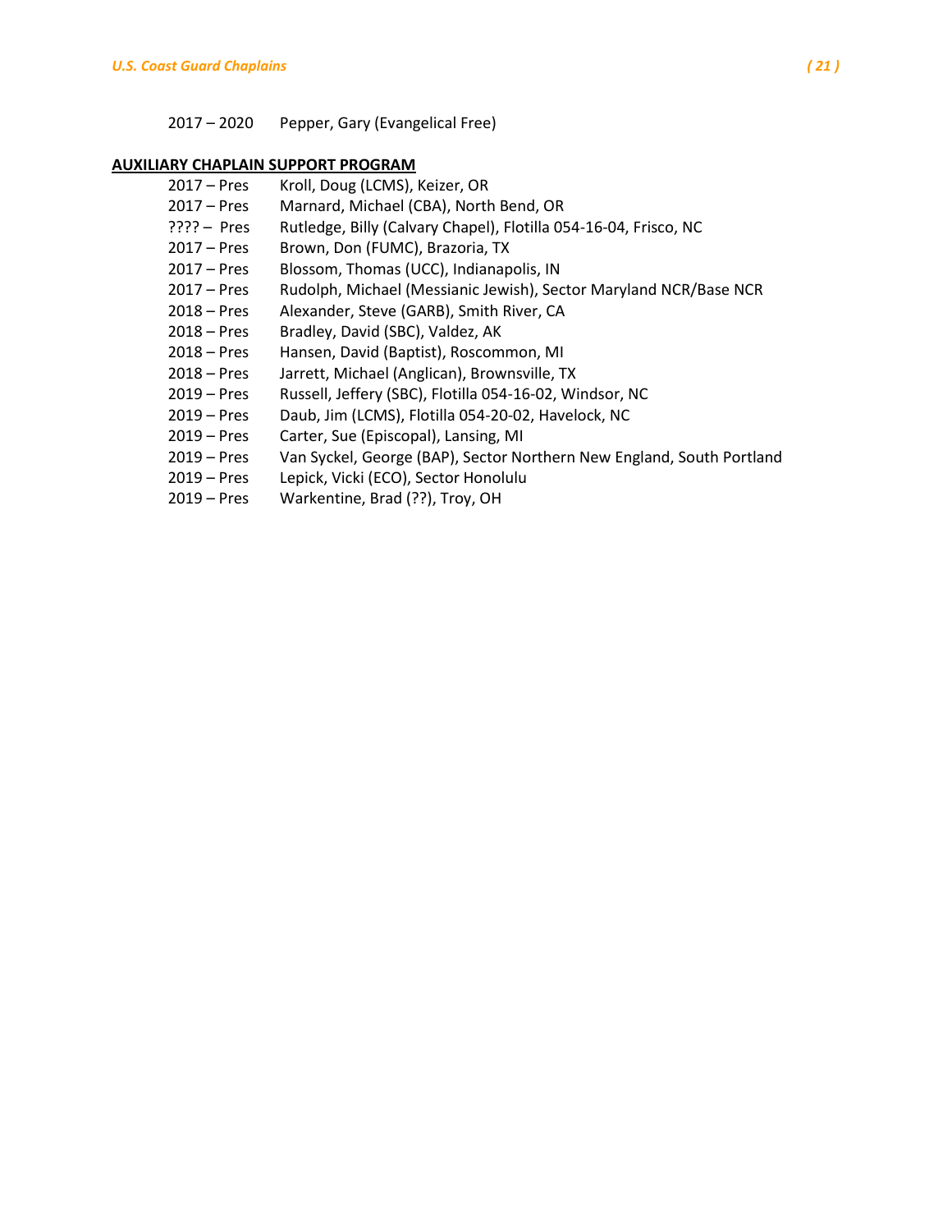2017 – 2020 Pepper, Gary (Evangelical Free)

**AUXILIARY CHAPLAIN SUPPORT PROGRAM**

| | |
|---|---|
| 2017 – Pres | Kroll, Doug (LCMS), Keizer, OR |
| 2017 – Pres | Marnard, Michael (CBA), North Bend, OR |
| ???? – Pres | Rutledge, Billy (Calvary Chapel), Flotilla 054-16-04, Frisco, NC |
| 2017 – Pres | Brown, Don (FUMC), Brazoria, TX |
| 2017 – Pres | Blossom, Thomas (UCC), Indianapolis, IN |
| 2017 – Pres | Rudolph, Michael (Messianic Jewish), Sector Maryland NCR/Base NCR |
| 2018 – Pres | Alexander, Steve (GARB), Smith River, CA |
| 2018 – Pres | Bradley, David (SBC), Valdez, AK |
| 2018 – Pres | Hansen, David (Baptist), Roscommon, MI |
| 2018 – Pres | Jarrett, Michael (Anglican), Brownsville, TX |
| 2019 – Pres | Russell, Jeffery (SBC), Flotilla 054-16-02, Windsor, NC |
| 2019 – Pres | Daub, Jim (LCMS), Flotilla 054-20-02, Havelock, NC |
| 2019 – Pres | Carter, Sue (Episcopal), Lansing, MI |
| 2019 – Pres | Van Syckel, George (BAP), Sector Northern New England, South Portland |
| 2019 – Pres | Lepick, Vicki (ECO), Sector Honolulu |
| 2019 – Pres | Warkentine, Brad (??), Troy, OH |